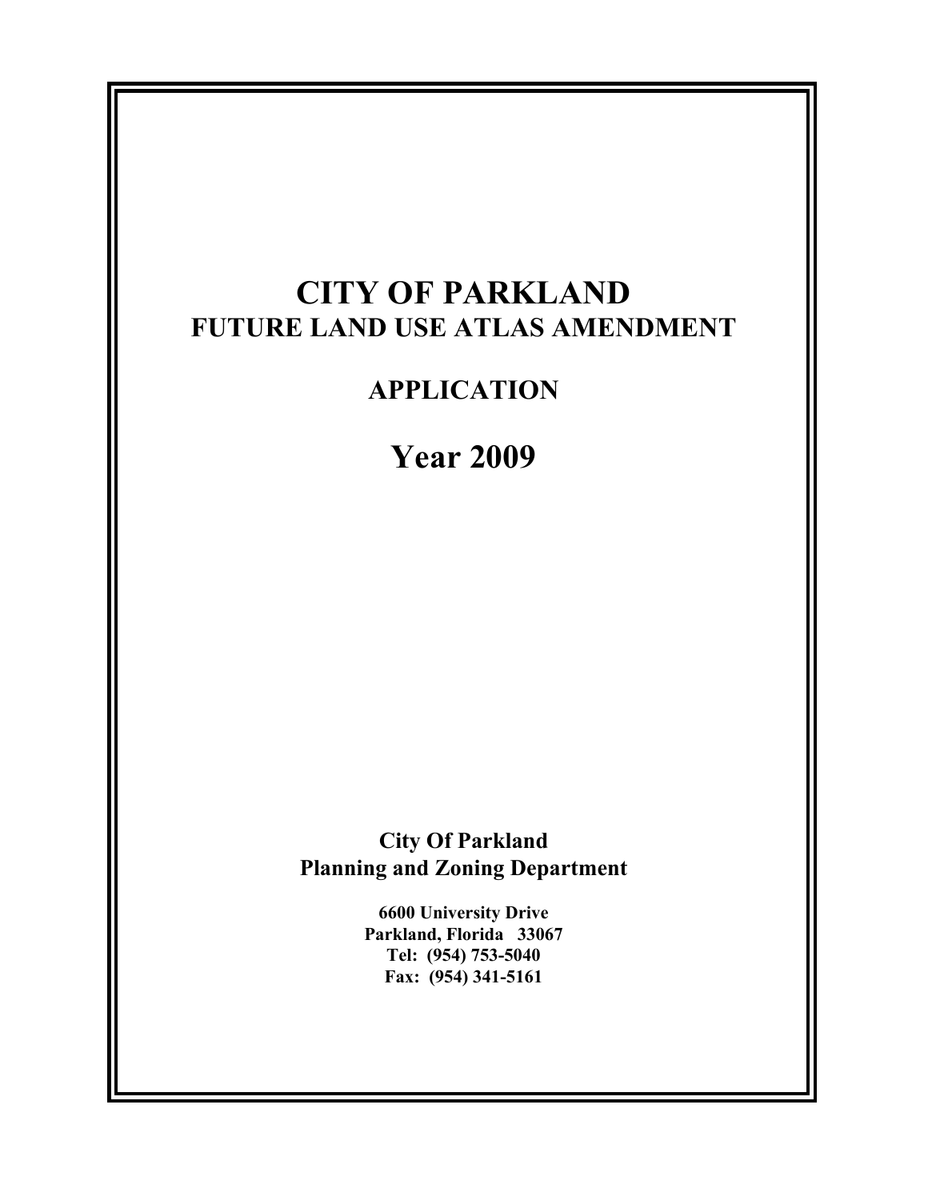# CITY OF PARKLAND

## FUTURE LAND USE ATLAS AMENDMENT

## APPLICATION

# Year 2009

**City Of Parkland**
**Planning and Zoning Department**

**6600 University Drive**
**Parkland, Florida 33067**
**Tel: (954) 753-5040**
**Fax: (954) 341-5161**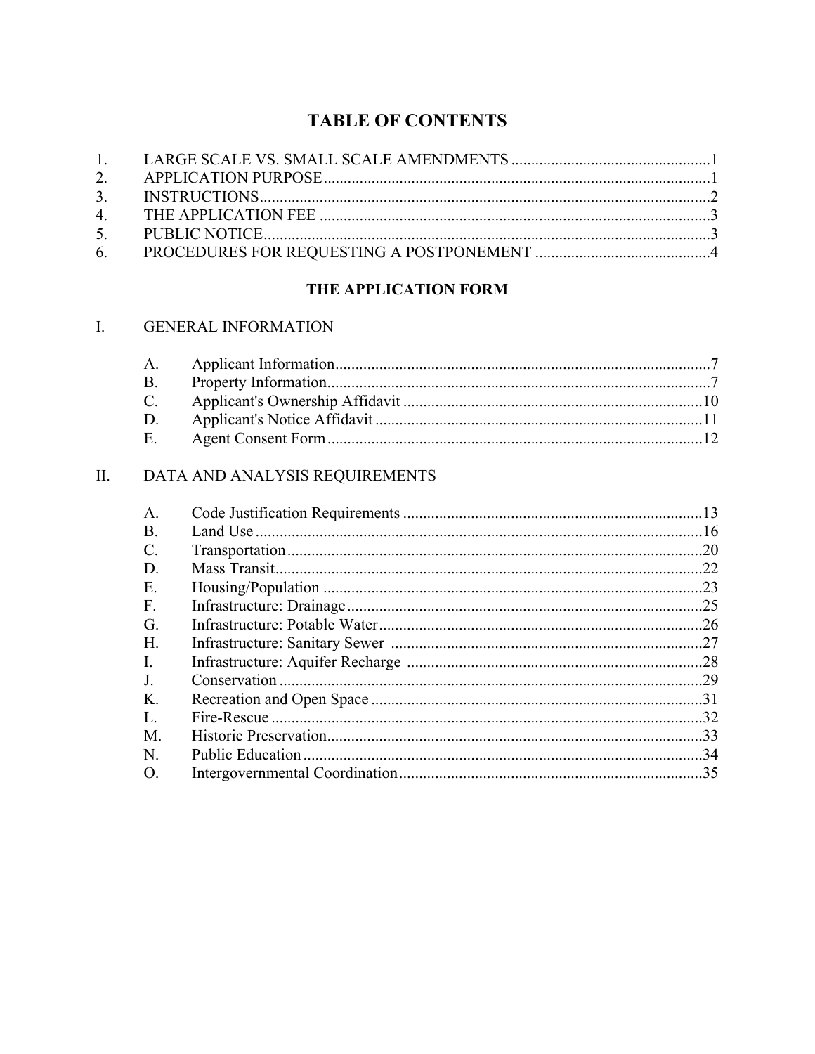# TABLE OF CONTENTS

1. LARGE SCALE VS. SMALL SCALE AMENDMENTS ....................................................1
2. APPLICATION PURPOSE ....................................................................................1
3. INSTRUCTIONS ......................................................................................................2
4. THE APPLICATION FEE .......................................................................................3
5. PUBLIC NOTICE ....................................................................................................3
6. PROCEDURES FOR REQUESTING A POSTPONEMENT ....................................4

## THE APPLICATION FORM

I. GENERAL INFORMATION

   A. Applicant Information ...................................................................................7
   B. Property Information .....................................................................................7
   C. Applicant's Ownership Affidavit ..................................................................10
   D. Applicant's Notice Affidavit .........................................................................11
   E. Agent Consent Form .....................................................................................12

II. DATA AND ANALYSIS REQUIREMENTS

   A. Code Justification Requirements ..................................................................13
   B. Land Use .......................................................................................................16
   C. Transportation ...............................................................................................20
   D. Mass Transit ..................................................................................................22
   E. Housing/Population .......................................................................................23
   F. Infrastructure: Drainage .................................................................................25
   G. Infrastructure: Potable Water .........................................................................26
   H. Infrastructure: Sanitary Sewer .......................................................................27
   I. Infrastructure: Aquifer Recharge ....................................................................28
   J. Conservation ...................................................................................................29
   K. Recreation and Open Space ...........................................................................31
   L. Fire-Rescue .....................................................................................................32
   M. Historic Preservation .....................................................................................33
   N. Public Education ............................................................................................34
   O. Intergovernmental Coordination ....................................................................35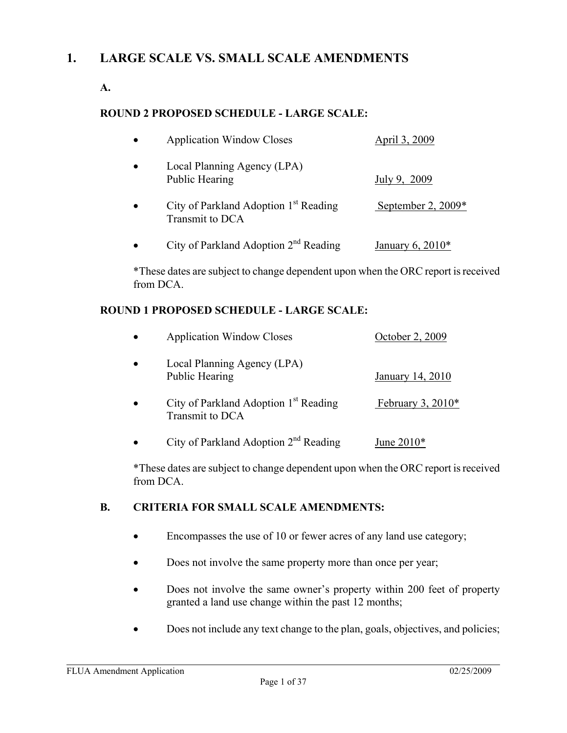# 1. LARGE SCALE VS. SMALL SCALE AMENDMENTS

## A.

### ROUND 2 PROPOSED SCHEDULE - LARGE SCALE:

- Application Window Closes — April 3, 2009
- Local Planning Agency (LPA) Public Hearing — July 9, 2009
- City of Parkland Adoption 1st Reading Transmit to DCA — September 2, 2009*
- City of Parkland Adoption 2nd Reading — January 6, 2010*

*These dates are subject to change dependent upon when the ORC report is received from DCA.

### ROUND 1 PROPOSED SCHEDULE - LARGE SCALE:

- Application Window Closes — October 2, 2009
- Local Planning Agency (LPA) Public Hearing — January 14, 2010
- City of Parkland Adoption 1st Reading Transmit to DCA — February 3, 2010*
- City of Parkland Adoption 2nd Reading — June 2010*

*These dates are subject to change dependent upon when the ORC report is received from DCA.

## B. CRITERIA FOR SMALL SCALE AMENDMENTS:

- Encompasses the use of 10 or fewer acres of any land use category;
- Does not involve the same property more than once per year;
- Does not involve the same owner's property within 200 feet of property granted a land use change within the past 12 months;
- Does not include any text change to the plan, goals, objectives, and policies;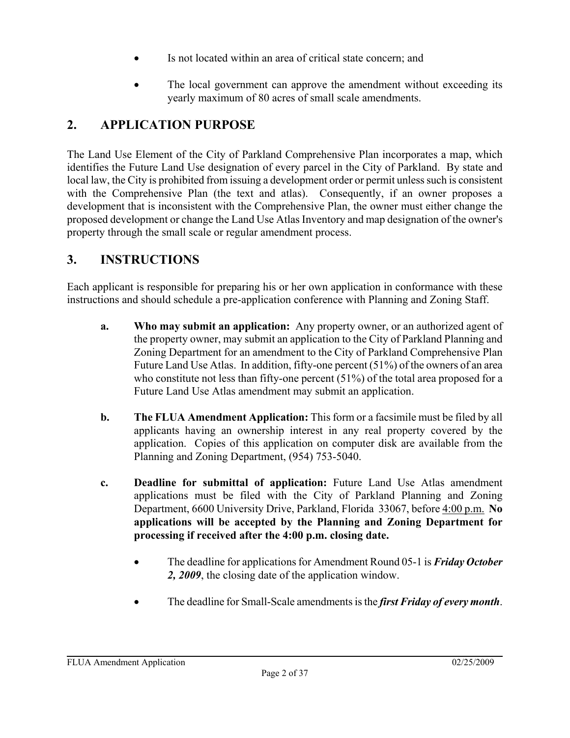- Is not located within an area of critical state concern; and

- The local government can approve the amendment without exceeding its yearly maximum of 80 acres of small scale amendments.

## 2. APPLICATION PURPOSE

The Land Use Element of the City of Parkland Comprehensive Plan incorporates a map, which identifies the Future Land Use designation of every parcel in the City of Parkland. By state and local law, the City is prohibited from issuing a development order or permit unless such is consistent with the Comprehensive Plan (the text and atlas). Consequently, if an owner proposes a development that is inconsistent with the Comprehensive Plan, the owner must either change the proposed development or change the Land Use Atlas Inventory and map designation of the owner's property through the small scale or regular amendment process.

## 3. INSTRUCTIONS

Each applicant is responsible for preparing his or her own application in conformance with these instructions and should schedule a pre-application conference with Planning and Zoning Staff.

**a. Who may submit an application:** Any property owner, or an authorized agent of the property owner, may submit an application to the City of Parkland Planning and Zoning Department for an amendment to the City of Parkland Comprehensive Plan Future Land Use Atlas. In addition, fifty-one percent (51%) of the owners of an area who constitute not less than fifty-one percent (51%) of the total area proposed for a Future Land Use Atlas amendment may submit an application.

**b. The FLUA Amendment Application:** This form or a facsimile must be filed by all applicants having an ownership interest in any real property covered by the application. Copies of this application on computer disk are available from the Planning and Zoning Department, (954) 753-5040.

**c. Deadline for submittal of application:** Future Land Use Atlas amendment applications must be filed with the City of Parkland Planning and Zoning Department, 6600 University Drive, Parkland, Florida 33067, before 4:00 p.m. **No applications will be accepted by the Planning and Zoning Department for processing if received after the 4:00 p.m. closing date.**

- The deadline for applications for Amendment Round 05-1 is ***Friday October 2, 2009***, the closing date of the application window.

- The deadline for Small-Scale amendments is the ***first Friday of every month***.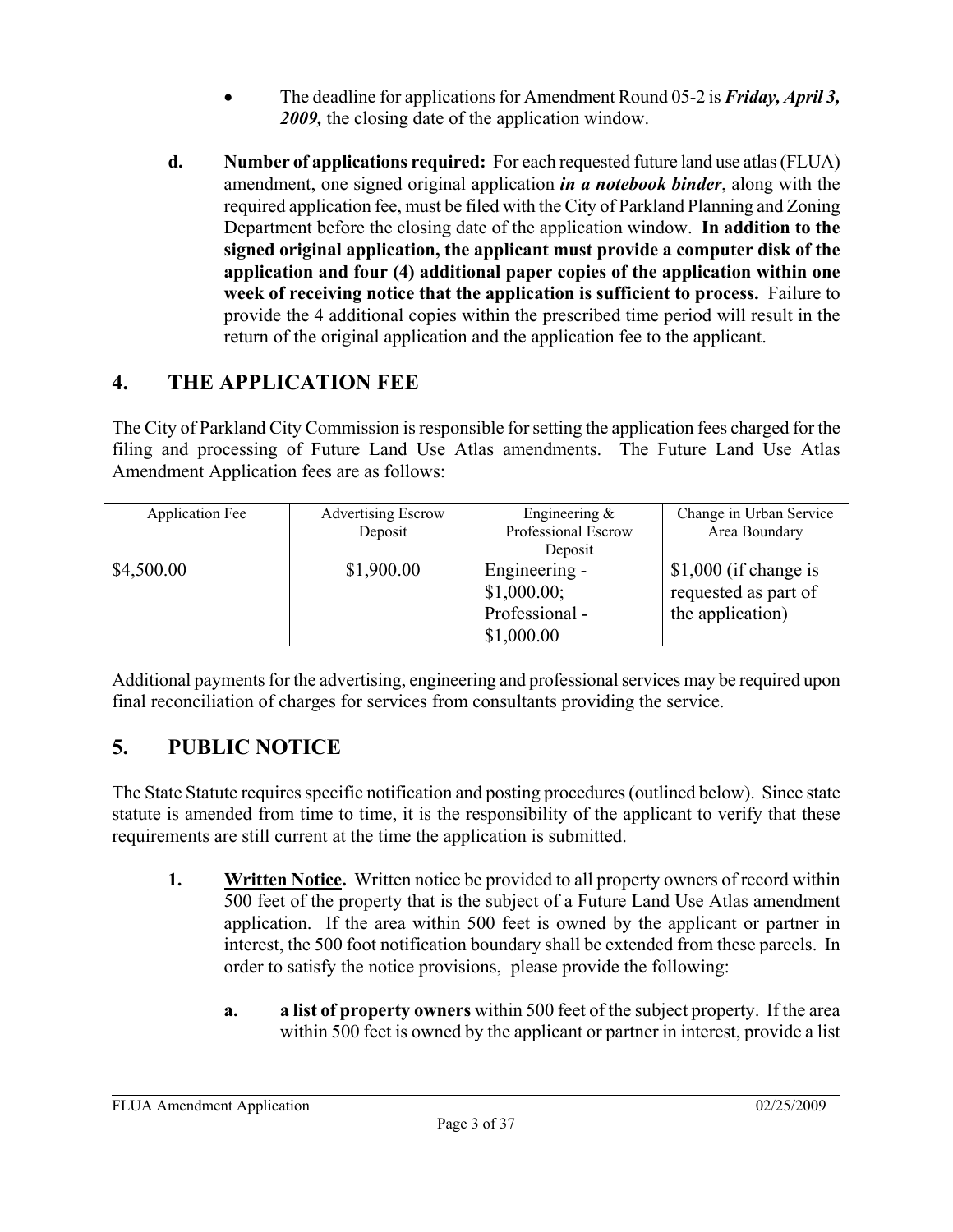- The deadline for applications for Amendment Round 05-2 is ***Friday, April 3, 2009,*** the closing date of the application window.

**d.** **Number of applications required:** For each requested future land use atlas (FLUA) amendment, one signed original application ***in a notebook binder***, along with the required application fee, must be filed with the City of Parkland Planning and Zoning Department before the closing date of the application window. **In addition to the signed original application, the applicant must provide a computer disk of the application and four (4) additional paper copies of the application within one week of receiving notice that the application is sufficient to process.** Failure to provide the 4 additional copies within the prescribed time period will result in the return of the original application and the application fee to the applicant.

## 4. THE APPLICATION FEE

The City of Parkland City Commission is responsible for setting the application fees charged for the filing and processing of Future Land Use Atlas amendments. The Future Land Use Atlas Amendment Application fees are as follows:

| Application Fee | Advertising Escrow Deposit | Engineering & Professional Escrow Deposit | Change in Urban Service Area Boundary |
|---|---|---|---|
| $4,500.00 | $1,900.00 | Engineering - $1,000.00; Professional - $1,000.00 | $1,000 (if change is requested as part of the application) |

Additional payments for the advertising, engineering and professional services may be required upon final reconciliation of charges for services from consultants providing the service.

## 5. PUBLIC NOTICE

The State Statute requires specific notification and posting procedures (outlined below). Since state statute is amended from time to time, it is the responsibility of the applicant to verify that these requirements are still current at the time the application is submitted.

**1.** **Written Notice.** Written notice be provided to all property owners of record within 500 feet of the property that is the subject of a Future Land Use Atlas amendment application. If the area within 500 feet is owned by the applicant or partner in interest, the 500 foot notification boundary shall be extended from these parcels. In order to satisfy the notice provisions, please provide the following:

**a.** **a list of property owners** within 500 feet of the subject property. If the area within 500 feet is owned by the applicant or partner in interest, provide a list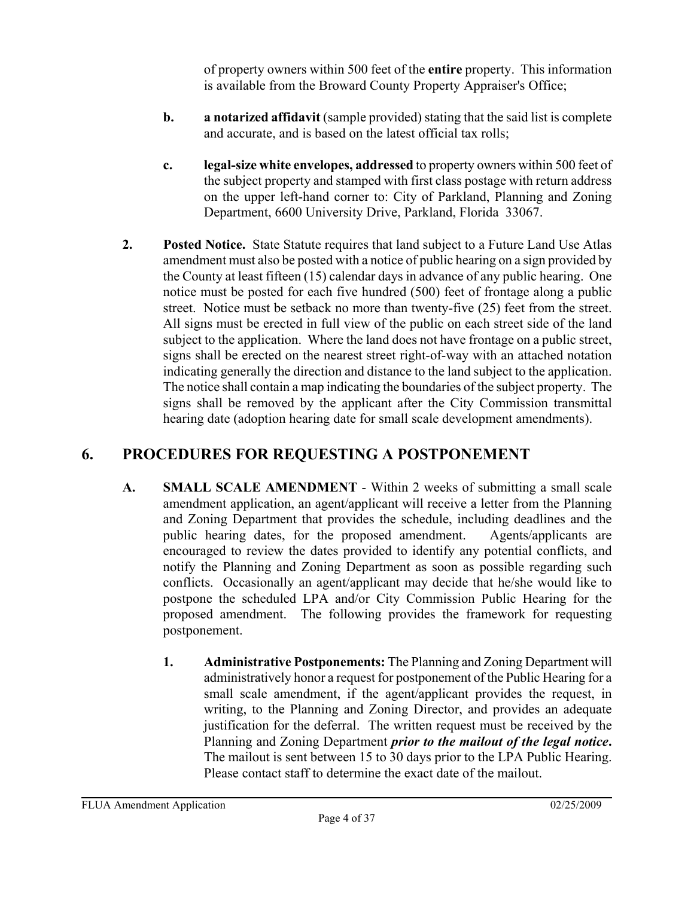of property owners within 500 feet of the **entire** property. This information is available from the Broward County Property Appraiser's Office;

**b.** **a notarized affidavit** (sample provided) stating that the said list is complete and accurate, and is based on the latest official tax rolls;

**c.** **legal-size white envelopes, addressed** to property owners within 500 feet of the subject property and stamped with first class postage with return address on the upper left-hand corner to: City of Parkland, Planning and Zoning Department, 6600 University Drive, Parkland, Florida 33067.

**2.** **Posted Notice.** State Statute requires that land subject to a Future Land Use Atlas amendment must also be posted with a notice of public hearing on a sign provided by the County at least fifteen (15) calendar days in advance of any public hearing. One notice must be posted for each five hundred (500) feet of frontage along a public street. Notice must be setback no more than twenty-five (25) feet from the street. All signs must be erected in full view of the public on each street side of the land subject to the application. Where the land does not have frontage on a public street, signs shall be erected on the nearest street right-of-way with an attached notation indicating generally the direction and distance to the land subject to the application. The notice shall contain a map indicating the boundaries of the subject property. The signs shall be removed by the applicant after the City Commission transmittal hearing date (adoption hearing date for small scale development amendments).

## 6. PROCEDURES FOR REQUESTING A POSTPONEMENT

**A.** **SMALL SCALE AMENDMENT** - Within 2 weeks of submitting a small scale amendment application, an agent/applicant will receive a letter from the Planning and Zoning Department that provides the schedule, including deadlines and the public hearing dates, for the proposed amendment. Agents/applicants are encouraged to review the dates provided to identify any potential conflicts, and notify the Planning and Zoning Department as soon as possible regarding such conflicts. Occasionally an agent/applicant may decide that he/she would like to postpone the scheduled LPA and/or City Commission Public Hearing for the proposed amendment. The following provides the framework for requesting postponement.

**1.** **Administrative Postponements:** The Planning and Zoning Department will administratively honor a request for postponement of the Public Hearing for a small scale amendment, if the agent/applicant provides the request, in writing, to the Planning and Zoning Director, and provides an adequate justification for the deferral. The written request must be received by the Planning and Zoning Department ***prior to the mailout of the legal notice*.** The mailout is sent between 15 to 30 days prior to the LPA Public Hearing. Please contact staff to determine the exact date of the mailout.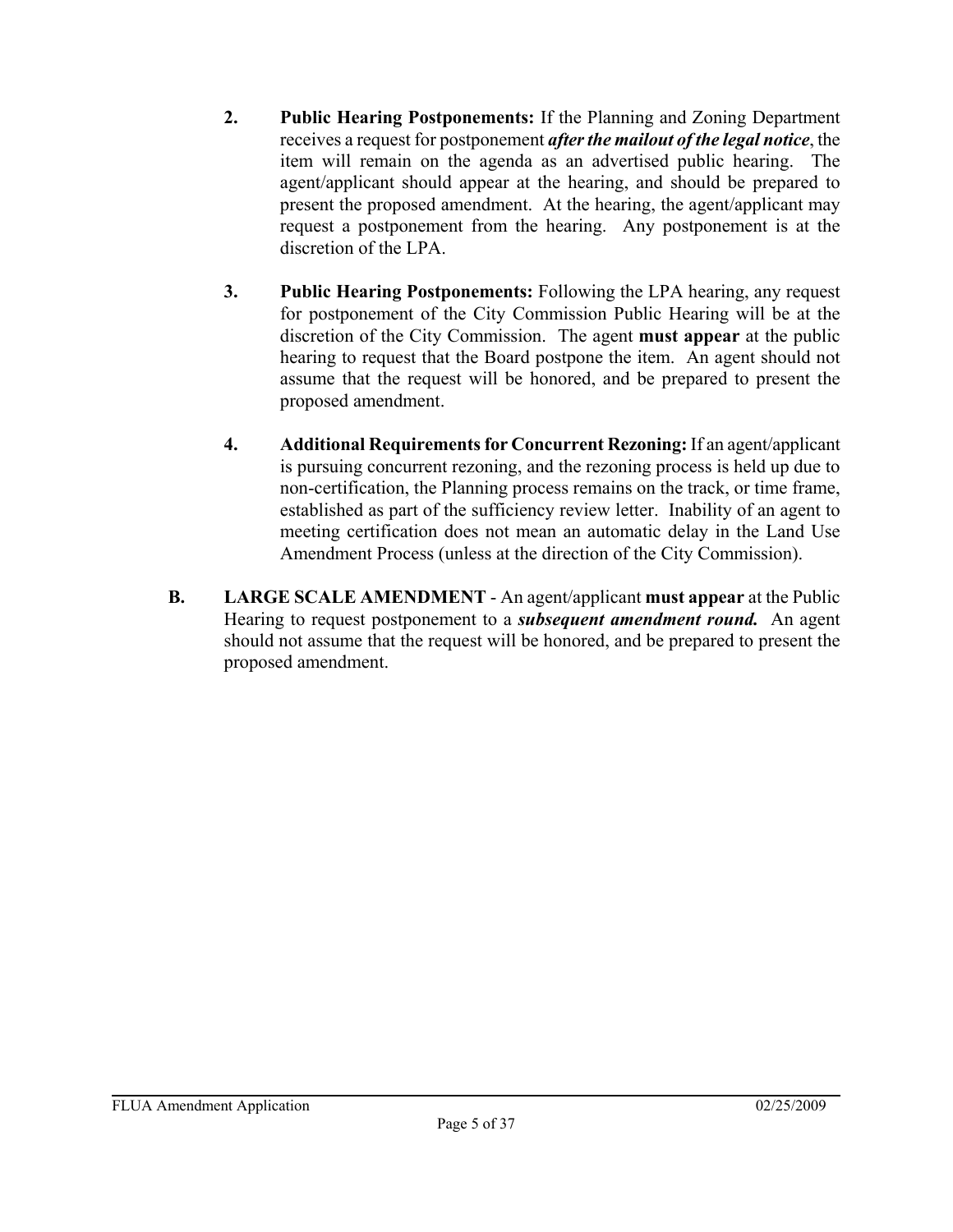2. **Public Hearing Postponements:** If the Planning and Zoning Department receives a request for postponement ***after the mailout of the legal notice***, the item will remain on the agenda as an advertised public hearing. The agent/applicant should appear at the hearing, and should be prepared to present the proposed amendment. At the hearing, the agent/applicant may request a postponement from the hearing. Any postponement is at the discretion of the LPA.

3. **Public Hearing Postponements:** Following the LPA hearing, any request for postponement of the City Commission Public Hearing will be at the discretion of the City Commission. The agent **must appear** at the public hearing to request that the Board postpone the item. An agent should not assume that the request will be honored, and be prepared to present the proposed amendment.

4. **Additional Requirements for Concurrent Rezoning:** If an agent/applicant is pursuing concurrent rezoning, and the rezoning process is held up due to non-certification, the Planning process remains on the track, or time frame, established as part of the sufficiency review letter. Inability of an agent to meeting certification does not mean an automatic delay in the Land Use Amendment Process (unless at the direction of the City Commission).

**B. LARGE SCALE AMENDMENT** - An agent/applicant **must appear** at the Public Hearing to request postponement to a ***subsequent amendment round.*** An agent should not assume that the request will be honored, and be prepared to present the proposed amendment.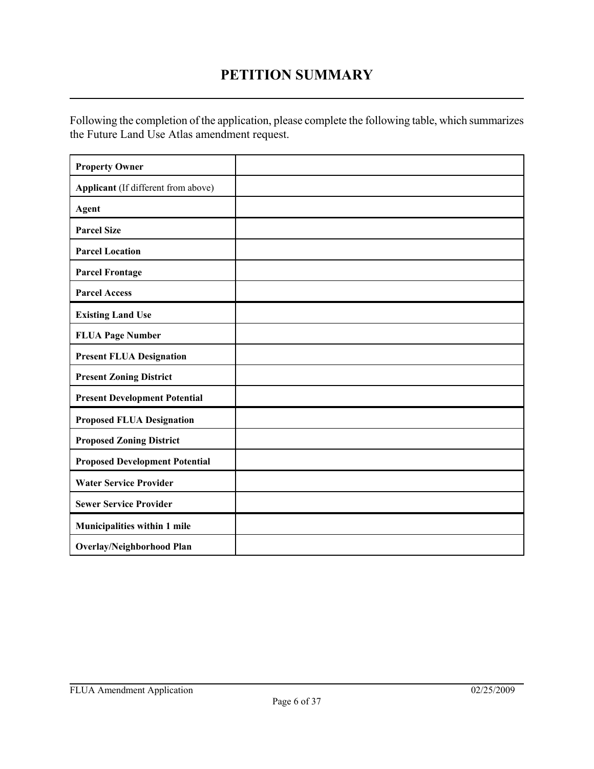# PETITION SUMMARY

Following the completion of the application, please complete the following table, which summarizes the Future Land Use Atlas amendment request.

| | |
|---|---|
| **Property Owner** | |
| **Applicant** (If different from above) | |
| **Agent** | |
| **Parcel Size** | |
| **Parcel Location** | |
| **Parcel Frontage** | |
| **Parcel Access** | |
| **Existing Land Use** | |
| **FLUA Page Number** | |
| **Present FLUA Designation** | |
| **Present Zoning District** | |
| **Present Development Potential** | |
| **Proposed FLUA Designation** | |
| **Proposed Zoning District** | |
| **Proposed Development Potential** | |
| **Water Service Provider** | |
| **Sewer Service Provider** | |
| **Municipalities within 1 mile** | |
| **Overlay/Neighborhood Plan** | |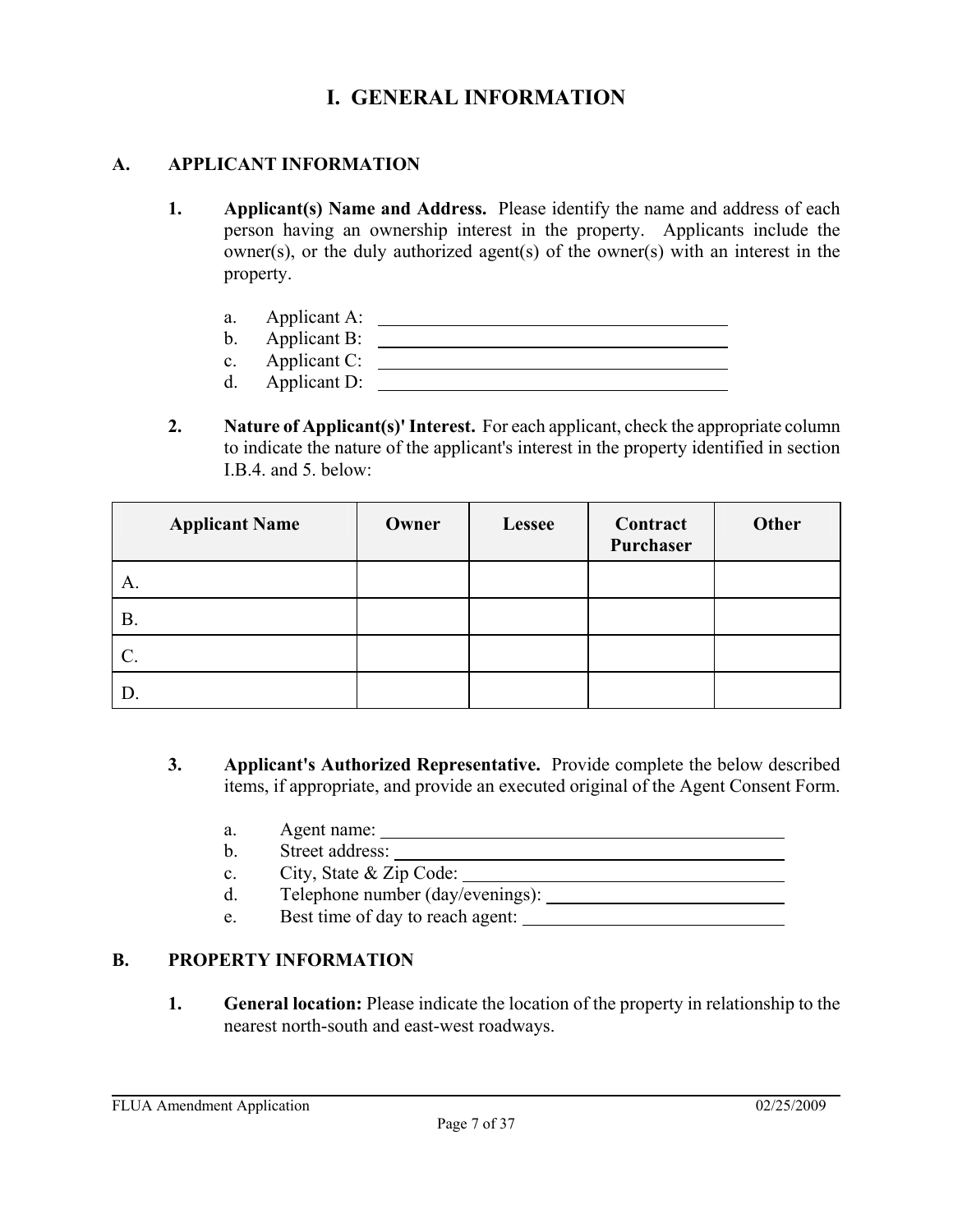# I. GENERAL INFORMATION

## A. APPLICANT INFORMATION

**1. Applicant(s) Name and Address.** Please identify the name and address of each person having an ownership interest in the property. Applicants include the owner(s), or the duly authorized agent(s) of the owner(s) with an interest in the property.

a. Applicant A: \_\_\_\_\_\_\_\_\_\_\_\_\_\_\_\_\_\_\_\_\_\_\_\_\_\_\_\_\_\_\_\_\_\_\_\_

b. Applicant B: \_\_\_\_\_\_\_\_\_\_\_\_\_\_\_\_\_\_\_\_\_\_\_\_\_\_\_\_\_\_\_\_\_\_\_\_

c. Applicant C: \_\_\_\_\_\_\_\_\_\_\_\_\_\_\_\_\_\_\_\_\_\_\_\_\_\_\_\_\_\_\_\_\_\_\_\_

d. Applicant D: \_\_\_\_\_\_\_\_\_\_\_\_\_\_\_\_\_\_\_\_\_\_\_\_\_\_\_\_\_\_\_\_\_\_\_\_

**2. Nature of Applicant(s)' Interest.** For each applicant, check the appropriate column to indicate the nature of the applicant's interest in the property identified in section I.B.4. and 5. below:

| Applicant Name | Owner | Lessee | Contract Purchaser | Other |
|---|---|---|---|---|
| A. | | | | |
| B. | | | | |
| C. | | | | |
| D. | | | | |

**3. Applicant's Authorized Representative.** Provide complete the below described items, if appropriate, and provide an executed original of the Agent Consent Form.

a. Agent name: \_\_\_\_\_\_\_\_\_\_\_\_\_\_\_\_\_\_\_\_\_\_\_\_\_\_\_\_\_\_\_\_\_\_\_\_

b. Street address: \_\_\_\_\_\_\_\_\_\_\_\_\_\_\_\_\_\_\_\_\_\_\_\_\_\_\_\_\_\_\_\_\_\_\_\_

c. City, State & Zip Code: \_\_\_\_\_\_\_\_\_\_\_\_\_\_\_\_\_\_\_\_\_\_\_\_\_\_\_\_\_\_

d. Telephone number (day/evenings): \_\_\_\_\_\_\_\_\_\_\_\_\_\_\_\_\_\_\_\_\_\_

e. Best time of day to reach agent: \_\_\_\_\_\_\_\_\_\_\_\_\_\_\_\_\_\_\_\_\_\_

## B. PROPERTY INFORMATION

**1. General location:** Please indicate the location of the property in relationship to the nearest north-south and east-west roadways.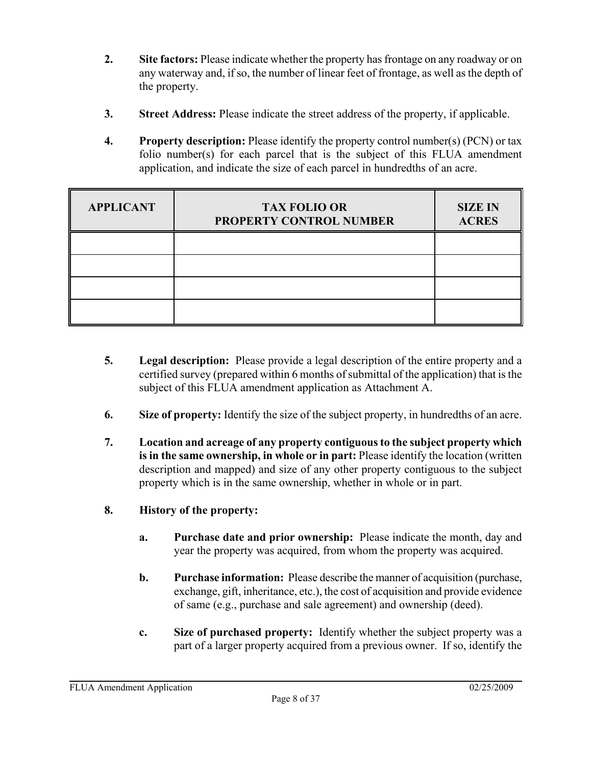2. **Site factors:** Please indicate whether the property has frontage on any roadway or on any waterway and, if so, the number of linear feet of frontage, as well as the depth of the property.

3. **Street Address:** Please indicate the street address of the property, if applicable.

4. **Property description:** Please identify the property control number(s) (PCN) or tax folio number(s) for each parcel that is the subject of this FLUA amendment application, and indicate the size of each parcel in hundredths of an acre.

| APPLICANT | TAX FOLIO OR PROPERTY CONTROL NUMBER | SIZE IN ACRES |
|---|---|---|
| | | |
| | | |
| | | |
| | | |

5. **Legal description:** Please provide a legal description of the entire property and a certified survey (prepared within 6 months of submittal of the application) that is the subject of this FLUA amendment application as Attachment A.

6. **Size of property:** Identify the size of the subject property, in hundredths of an acre.

7. **Location and acreage of any property contiguous to the subject property which is in the same ownership, in whole or in part:** Please identify the location (written description and mapped) and size of any other property contiguous to the subject property which is in the same ownership, whether in whole or in part.

8. **History of the property:**

   a. **Purchase date and prior ownership:** Please indicate the month, day and year the property was acquired, from whom the property was acquired.

   b. **Purchase information:** Please describe the manner of acquisition (purchase, exchange, gift, inheritance, etc.), the cost of acquisition and provide evidence of same (e.g., purchase and sale agreement) and ownership (deed).

   c. **Size of purchased property:** Identify whether the subject property was a part of a larger property acquired from a previous owner. If so, identify the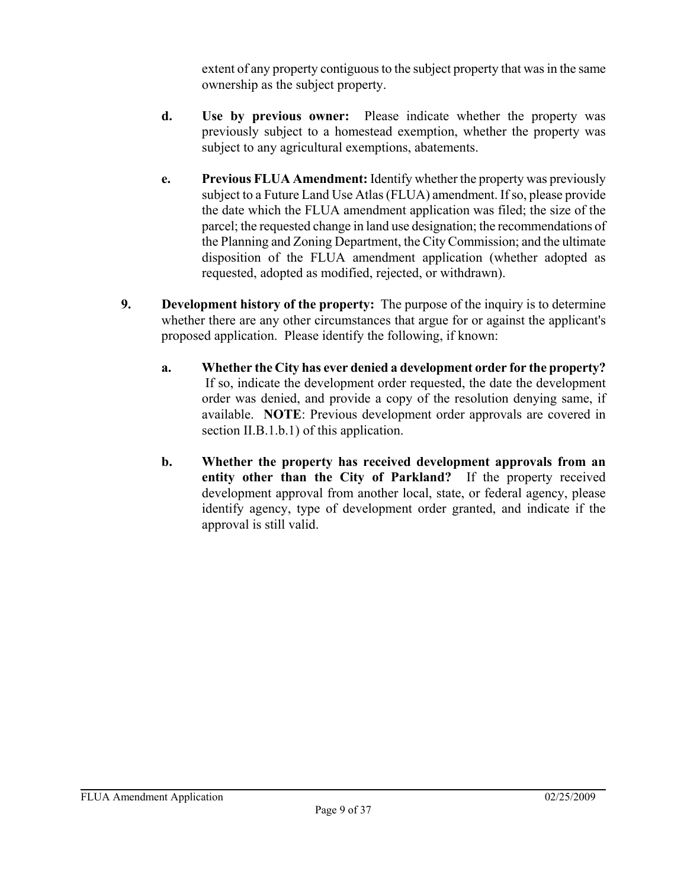extent of any property contiguous to the subject property that was in the same ownership as the subject property.

**d.** **Use by previous owner:** Please indicate whether the property was previously subject to a homestead exemption, whether the property was subject to any agricultural exemptions, abatements.

**e.** **Previous FLUA Amendment:** Identify whether the property was previously subject to a Future Land Use Atlas (FLUA) amendment. If so, please provide the date which the FLUA amendment application was filed; the size of the parcel; the requested change in land use designation; the recommendations of the Planning and Zoning Department, the City Commission; and the ultimate disposition of the FLUA amendment application (whether adopted as requested, adopted as modified, rejected, or withdrawn).

**9.** **Development history of the property:** The purpose of the inquiry is to determine whether there are any other circumstances that argue for or against the applicant's proposed application. Please identify the following, if known:

**a.** **Whether the City has ever denied a development order for the property?** If so, indicate the development order requested, the date the development order was denied, and provide a copy of the resolution denying same, if available. **NOTE**: Previous development order approvals are covered in section II.B.1.b.1) of this application.

**b.** **Whether the property has received development approvals from an entity other than the City of Parkland?** If the property received development approval from another local, state, or federal agency, please identify agency, type of development order granted, and indicate if the approval is still valid.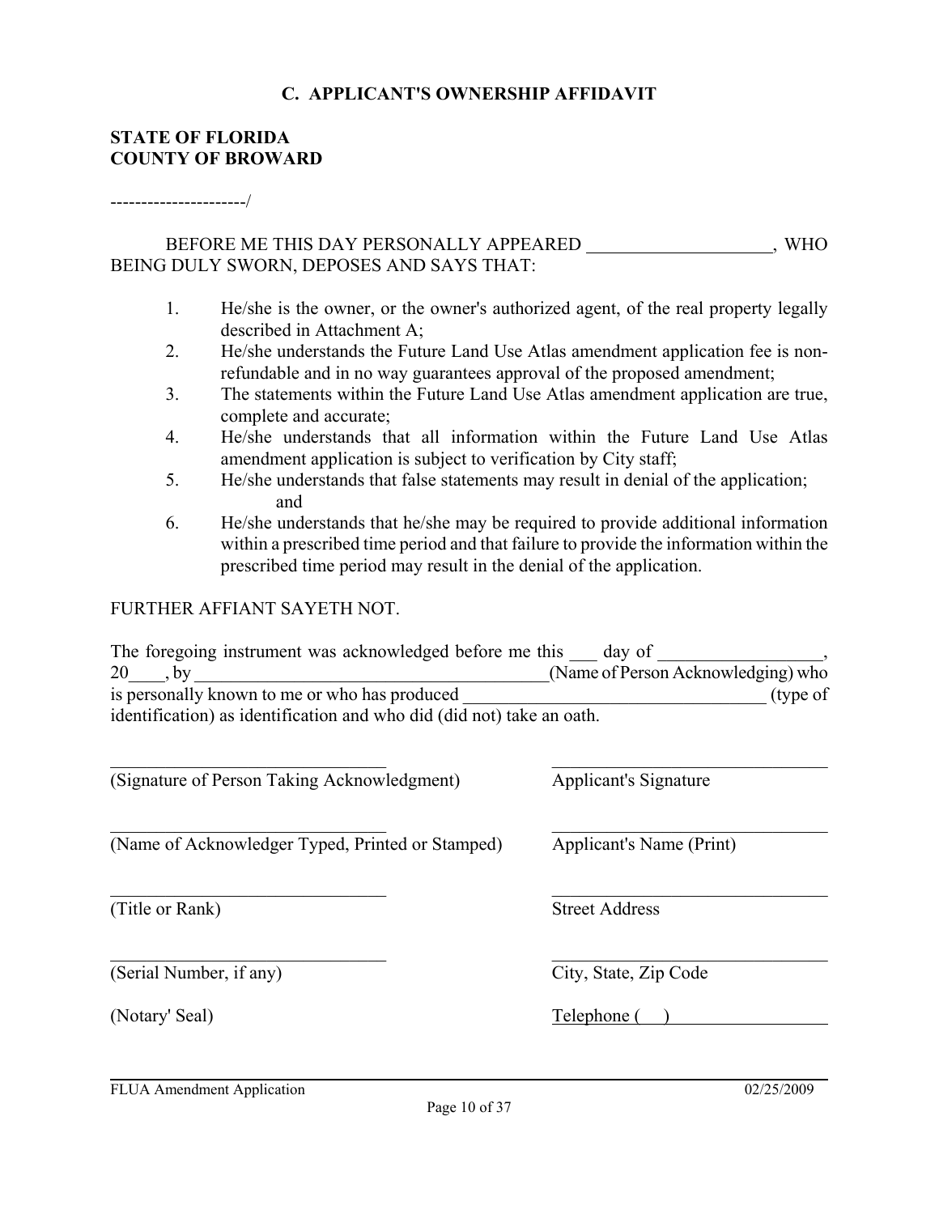## C. APPLICANT'S OWNERSHIP AFFIDAVIT

**STATE OF FLORIDA**
**COUNTY OF BROWARD**

----------------------/

BEFORE ME THIS DAY PERSONALLY APPEARED ____________________, WHO BEING DULY SWORN, DEPOSES AND SAYS THAT:

1. He/she is the owner, or the owner's authorized agent, of the real property legally described in Attachment A;
2. He/she understands the Future Land Use Atlas amendment application fee is non-refundable and in no way guarantees approval of the proposed amendment;
3. The statements within the Future Land Use Atlas amendment application are true, complete and accurate;
4. He/she understands that all information within the Future Land Use Atlas amendment application is subject to verification by City staff;
5. He/she understands that false statements may result in denial of the application; and
6. He/she understands that he/she may be required to provide additional information within a prescribed time period and that failure to provide the information within the prescribed time period may result in the denial of the application.

FURTHER AFFIANT SAYETH NOT.

The foregoing instrument was acknowledged before me this ___ day of _________________, 20____, by _______________________________________(Name of Person Acknowledging) who is personally known to me or who has produced _________________________________ (type of identification) as identification and who did (did not) take an oath.

______________________________
(Signature of Person Taking Acknowledgment)

______________________________
(Name of Acknowledger Typed, Printed or Stamped)

______________________________
(Title or Rank)

______________________________
(Serial Number, if any)

(Notary' Seal)

______________________________
Applicant's Signature

______________________________
Applicant's Name (Print)

______________________________
Street Address

______________________________
City, State, Zip Code

Telephone (    ) _________________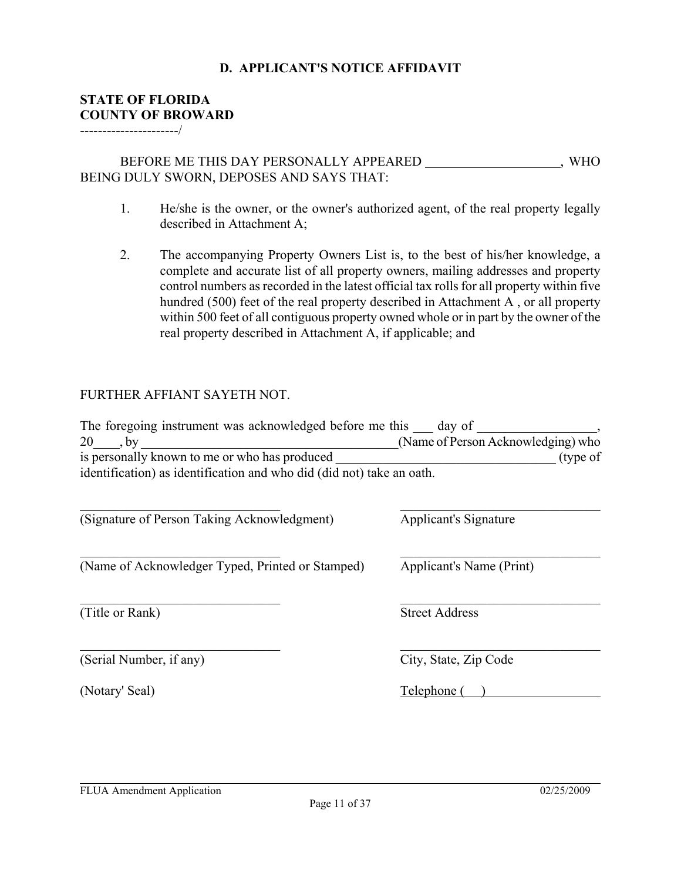## D. APPLICANT'S NOTICE AFFIDAVIT

**STATE OF FLORIDA**
**COUNTY OF BROWARD**
---------------------/

BEFORE ME THIS DAY PERSONALLY APPEARED ____________________, WHO BEING DULY SWORN, DEPOSES AND SAYS THAT:

1. He/she is the owner, or the owner's authorized agent, of the real property legally described in Attachment A;

2. The accompanying Property Owners List is, to the best of his/her knowledge, a complete and accurate list of all property owners, mailing addresses and property control numbers as recorded in the latest official tax rolls for all property within five hundred (500) feet of the real property described in Attachment A , or all property within 500 feet of all contiguous property owned whole or in part by the owner of the real property described in Attachment A, if applicable; and

FURTHER AFFIANT SAYETH NOT.

The foregoing instrument was acknowledged before me this ___ day of _________________, 20____, by ______________________________________(Name of Person Acknowledging) who is personally known to me or who has produced _________________________________ (type of identification) as identification and who did (did not) take an oath.

| | |
|---|---|
| ______________________________ | ______________________________ |
| (Signature of Person Taking Acknowledgment) | Applicant's Signature |
| ______________________________ | ______________________________ |
| (Name of Acknowledger Typed, Printed or Stamped) | Applicant's Name (Print) |
| ______________________________ | ______________________________ |
| (Title or Rank) | Street Address |
| ______________________________ | ______________________________ |
| (Serial Number, if any) | City, State, Zip Code |
| (Notary' Seal) | Telephone (     ) |

FLUA Amendment Application 02/25/2009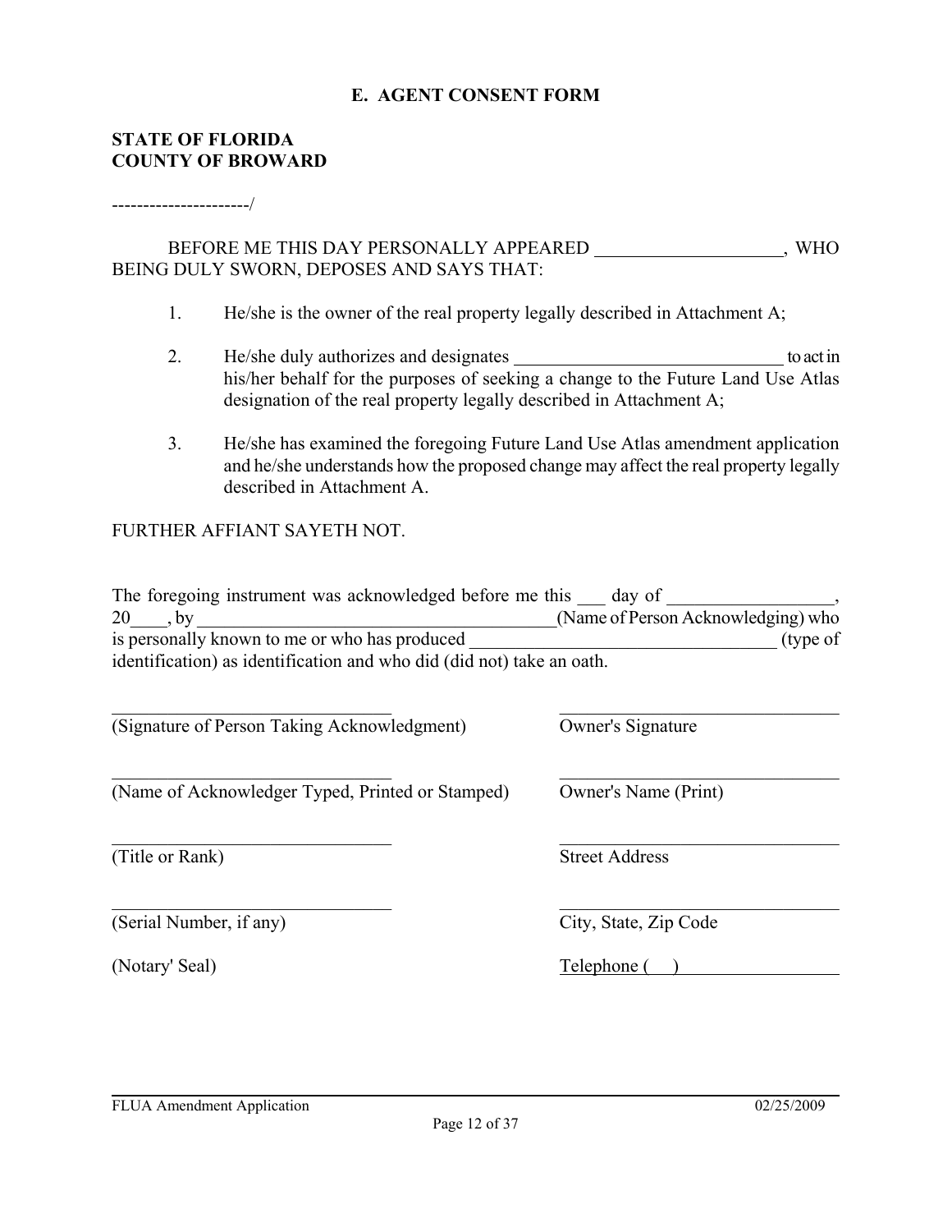## E. AGENT CONSENT FORM

**STATE OF FLORIDA**
**COUNTY OF BROWARD**

----------------------/

BEFORE ME THIS DAY PERSONALLY APPEARED ____________________, WHO BEING DULY SWORN, DEPOSES AND SAYS THAT:

1. He/she is the owner of the real property legally described in Attachment A;

2. He/she duly authorizes and designates _____________________________ to act in his/her behalf for the purposes of seeking a change to the Future Land Use Atlas designation of the real property legally described in Attachment A;

3. He/she has examined the foregoing Future Land Use Atlas amendment application and he/she understands how the proposed change may affect the real property legally described in Attachment A.

FURTHER AFFIANT SAYETH NOT.

The foregoing instrument was acknowledged before me this ___ day of _________________, 20____, by ______________________________________(Name of Person Acknowledging) who is personally known to me or who has produced ________________________________ (type of identification) as identification and who did (did not) take an oath.

______________________________
(Signature of Person Taking Acknowledgment)

______________________________
(Name of Acknowledger Typed, Printed or Stamped)

______________________________
(Title or Rank)

______________________________
(Serial Number, if any)

(Notary' Seal)

______________________________
Owner's Signature

______________________________
Owner's Name (Print)

______________________________
Street Address

______________________________
City, State, Zip Code

Telephone (     )_________________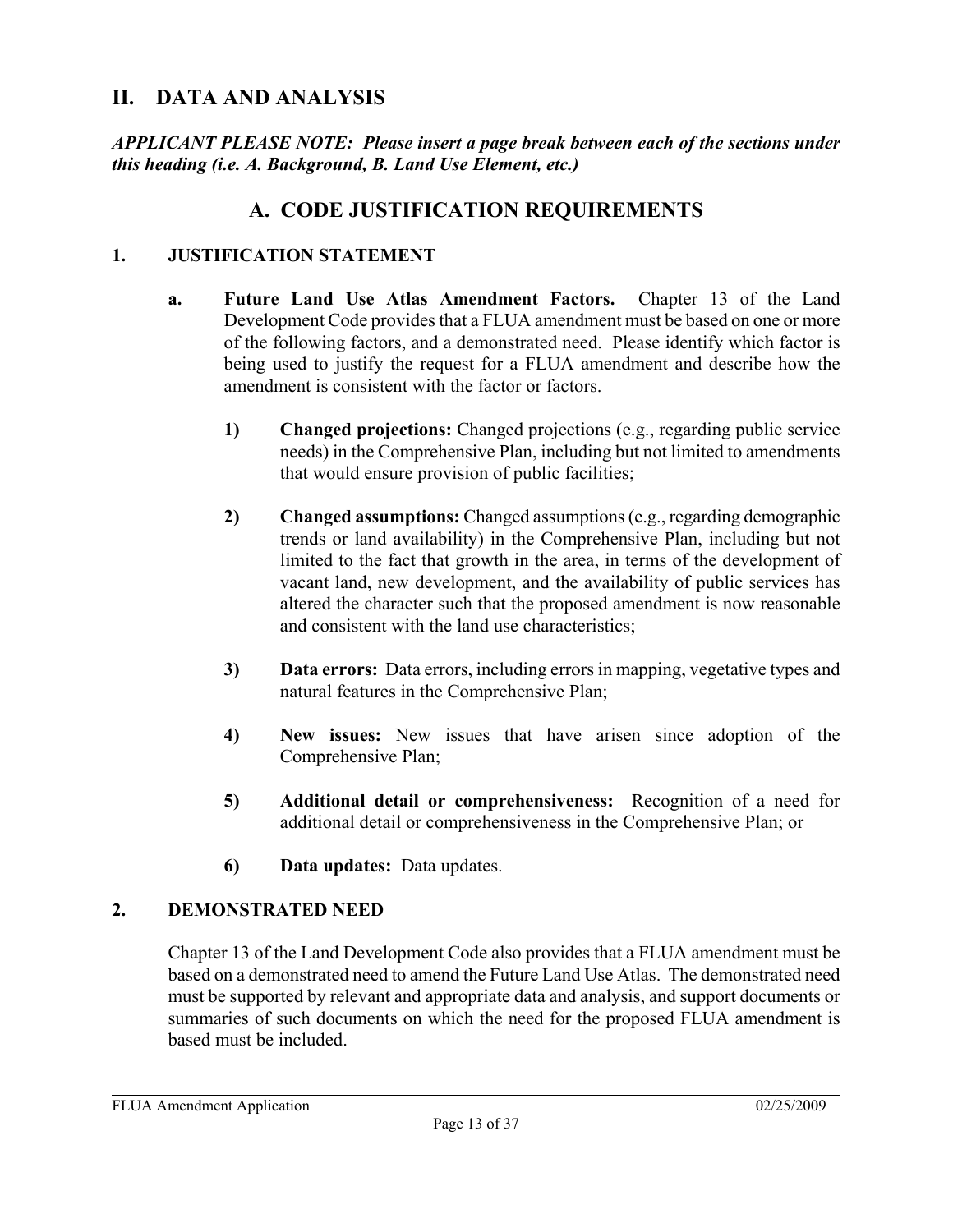## II. DATA AND ANALYSIS

***APPLICANT PLEASE NOTE: Please insert a page break between each of the sections under this heading (i.e. A. Background, B. Land Use Element, etc.)***

### A. CODE JUSTIFICATION REQUIREMENTS

**1. JUSTIFICATION STATEMENT**

**a. Future Land Use Atlas Amendment Factors.** Chapter 13 of the Land Development Code provides that a FLUA amendment must be based on one or more of the following factors, and a demonstrated need. Please identify which factor is being used to justify the request for a FLUA amendment and describe how the amendment is consistent with the factor or factors.

**1) Changed projections:** Changed projections (e.g., regarding public service needs) in the Comprehensive Plan, including but not limited to amendments that would ensure provision of public facilities;

**2) Changed assumptions:** Changed assumptions (e.g., regarding demographic trends or land availability) in the Comprehensive Plan, including but not limited to the fact that growth in the area, in terms of the development of vacant land, new development, and the availability of public services has altered the character such that the proposed amendment is now reasonable and consistent with the land use characteristics;

**3) Data errors:** Data errors, including errors in mapping, vegetative types and natural features in the Comprehensive Plan;

**4) New issues:** New issues that have arisen since adoption of the Comprehensive Plan;

**5) Additional detail or comprehensiveness:** Recognition of a need for additional detail or comprehensiveness in the Comprehensive Plan; or

**6) Data updates:** Data updates.

**2. DEMONSTRATED NEED**

Chapter 13 of the Land Development Code also provides that a FLUA amendment must be based on a demonstrated need to amend the Future Land Use Atlas. The demonstrated need must be supported by relevant and appropriate data and analysis, and support documents or summaries of such documents on which the need for the proposed FLUA amendment is based must be included.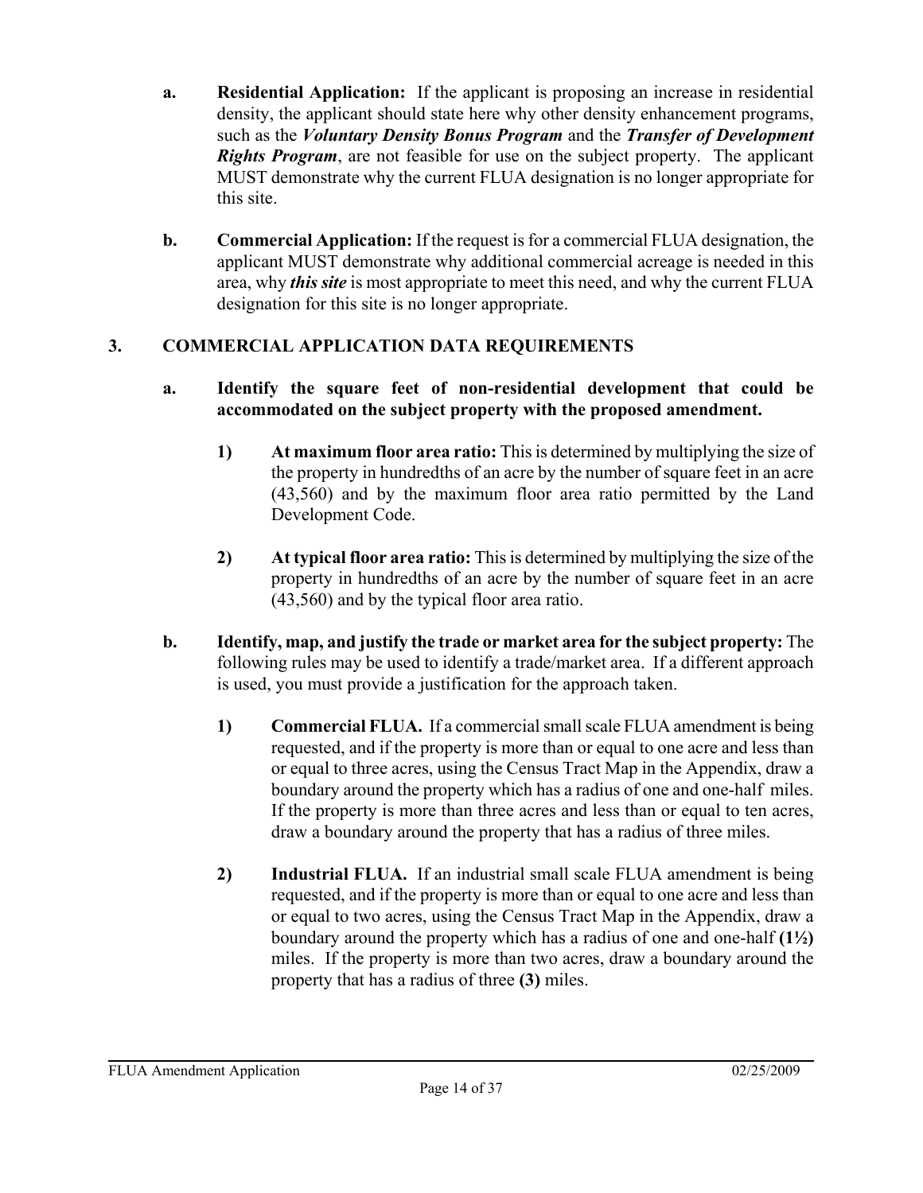**a. Residential Application:** If the applicant is proposing an increase in residential density, the applicant should state here why other density enhancement programs, such as the ***Voluntary Density Bonus Program*** and the ***Transfer of Development Rights Program***, are not feasible for use on the subject property. The applicant MUST demonstrate why the current FLUA designation is no longer appropriate for this site.

**b. Commercial Application:** If the request is for a commercial FLUA designation, the applicant MUST demonstrate why additional commercial acreage is needed in this area, why ***this site*** is most appropriate to meet this need, and why the current FLUA designation for this site is no longer appropriate.

## 3. COMMERCIAL APPLICATION DATA REQUIREMENTS

**a. Identify the square feet of non-residential development that could be accommodated on the subject property with the proposed amendment.**

**1) At maximum floor area ratio:** This is determined by multiplying the size of the property in hundredths of an acre by the number of square feet in an acre (43,560) and by the maximum floor area ratio permitted by the Land Development Code.

**2) At typical floor area ratio:** This is determined by multiplying the size of the property in hundredths of an acre by the number of square feet in an acre (43,560) and by the typical floor area ratio.

**b. Identify, map, and justify the trade or market area for the subject property:** The following rules may be used to identify a trade/market area. If a different approach is used, you must provide a justification for the approach taken.

**1) Commercial FLUA.** If a commercial small scale FLUA amendment is being requested, and if the property is more than or equal to one acre and less than or equal to three acres, using the Census Tract Map in the Appendix, draw a boundary around the property which has a radius of one and one-half miles. If the property is more than three acres and less than or equal to ten acres, draw a boundary around the property that has a radius of three miles.

**2) Industrial FLUA.** If an industrial small scale FLUA amendment is being requested, and if the property is more than or equal to one acre and less than or equal to two acres, using the Census Tract Map in the Appendix, draw a boundary around the property which has a radius of one and one-half **(1½)** miles. If the property is more than two acres, draw a boundary around the property that has a radius of three **(3)** miles.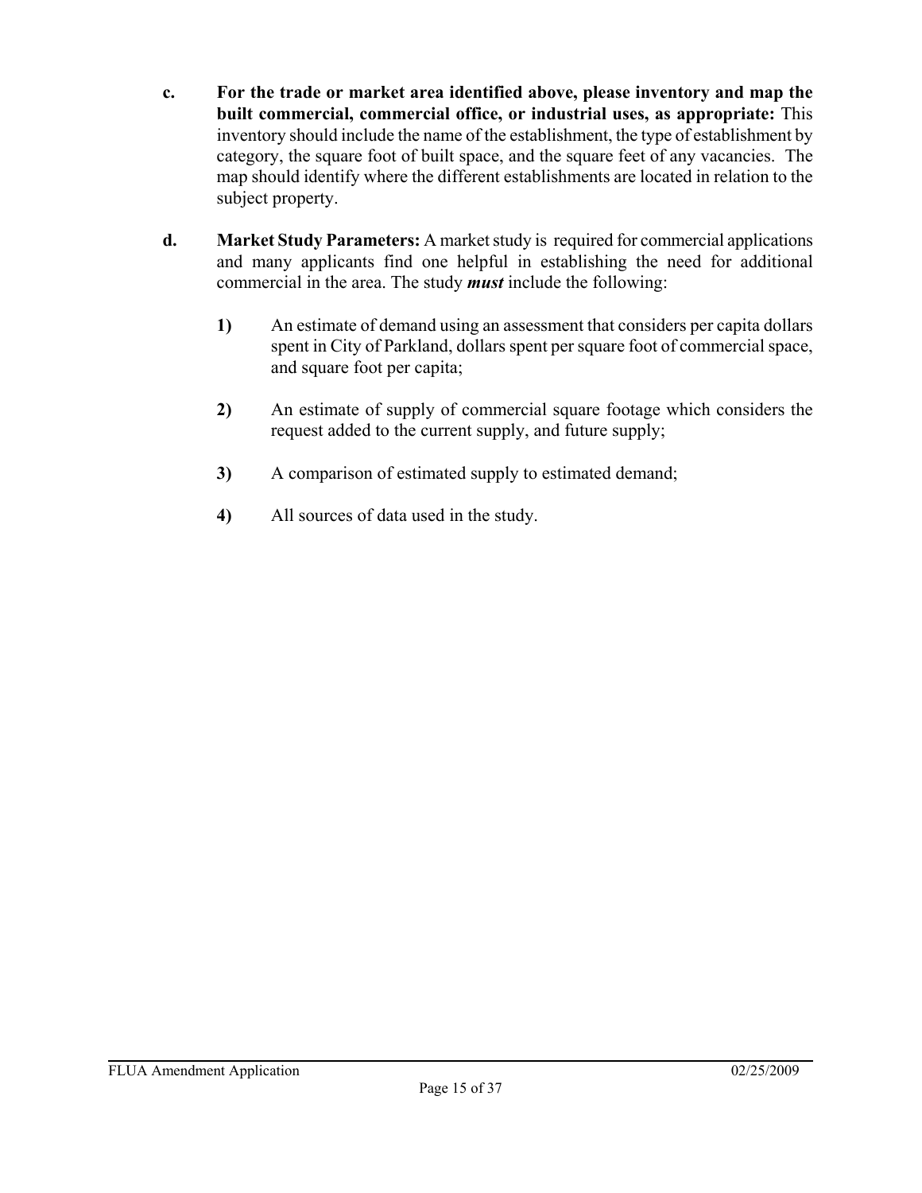**c.** **For the trade or market area identified above, please inventory and map the built commercial, commercial office, or industrial uses, as appropriate:** This inventory should include the name of the establishment, the type of establishment by category, the square foot of built space, and the square feet of any vacancies. The map should identify where the different establishments are located in relation to the subject property.

**d.** **Market Study Parameters:** A market study is required for commercial applications and many applicants find one helpful in establishing the need for additional commercial in the area. The study ***must*** include the following:

> **1)** An estimate of demand using an assessment that considers per capita dollars spent in City of Parkland, dollars spent per square foot of commercial space, and square foot per capita;
>
> **2)** An estimate of supply of commercial square footage which considers the request added to the current supply, and future supply;
>
> **3)** A comparison of estimated supply to estimated demand;
>
> **4)** All sources of data used in the study.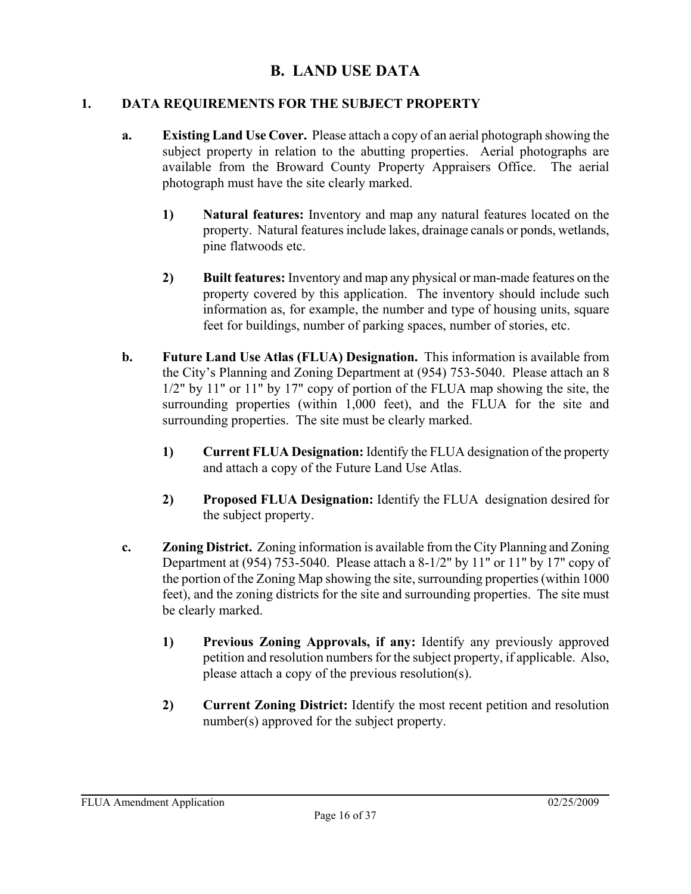# B. LAND USE DATA

## 1. DATA REQUIREMENTS FOR THE SUBJECT PROPERTY

**a. Existing Land Use Cover.** Please attach a copy of an aerial photograph showing the subject property in relation to the abutting properties. Aerial photographs are available from the Broward County Property Appraisers Office. The aerial photograph must have the site clearly marked.

**1) Natural features:** Inventory and map any natural features located on the property. Natural features include lakes, drainage canals or ponds, wetlands, pine flatwoods etc.

**2) Built features:** Inventory and map any physical or man-made features on the property covered by this application. The inventory should include such information as, for example, the number and type of housing units, square feet for buildings, number of parking spaces, number of stories, etc.

**b. Future Land Use Atlas (FLUA) Designation.** This information is available from the City's Planning and Zoning Department at (954) 753-5040. Please attach an 8 1/2" by 11" or 11" by 17" copy of portion of the FLUA map showing the site, the surrounding properties (within 1,000 feet), and the FLUA for the site and surrounding properties. The site must be clearly marked.

**1) Current FLUA Designation:** Identify the FLUA designation of the property and attach a copy of the Future Land Use Atlas.

**2) Proposed FLUA Designation:** Identify the FLUA designation desired for the subject property.

**c. Zoning District.** Zoning information is available from the City Planning and Zoning Department at (954) 753-5040. Please attach a 8-1/2" by 11" or 11" by 17" copy of the portion of the Zoning Map showing the site, surrounding properties (within 1000 feet), and the zoning districts for the site and surrounding properties. The site must be clearly marked.

**1) Previous Zoning Approvals, if any:** Identify any previously approved petition and resolution numbers for the subject property, if applicable. Also, please attach a copy of the previous resolution(s).

**2) Current Zoning District:** Identify the most recent petition and resolution number(s) approved for the subject property.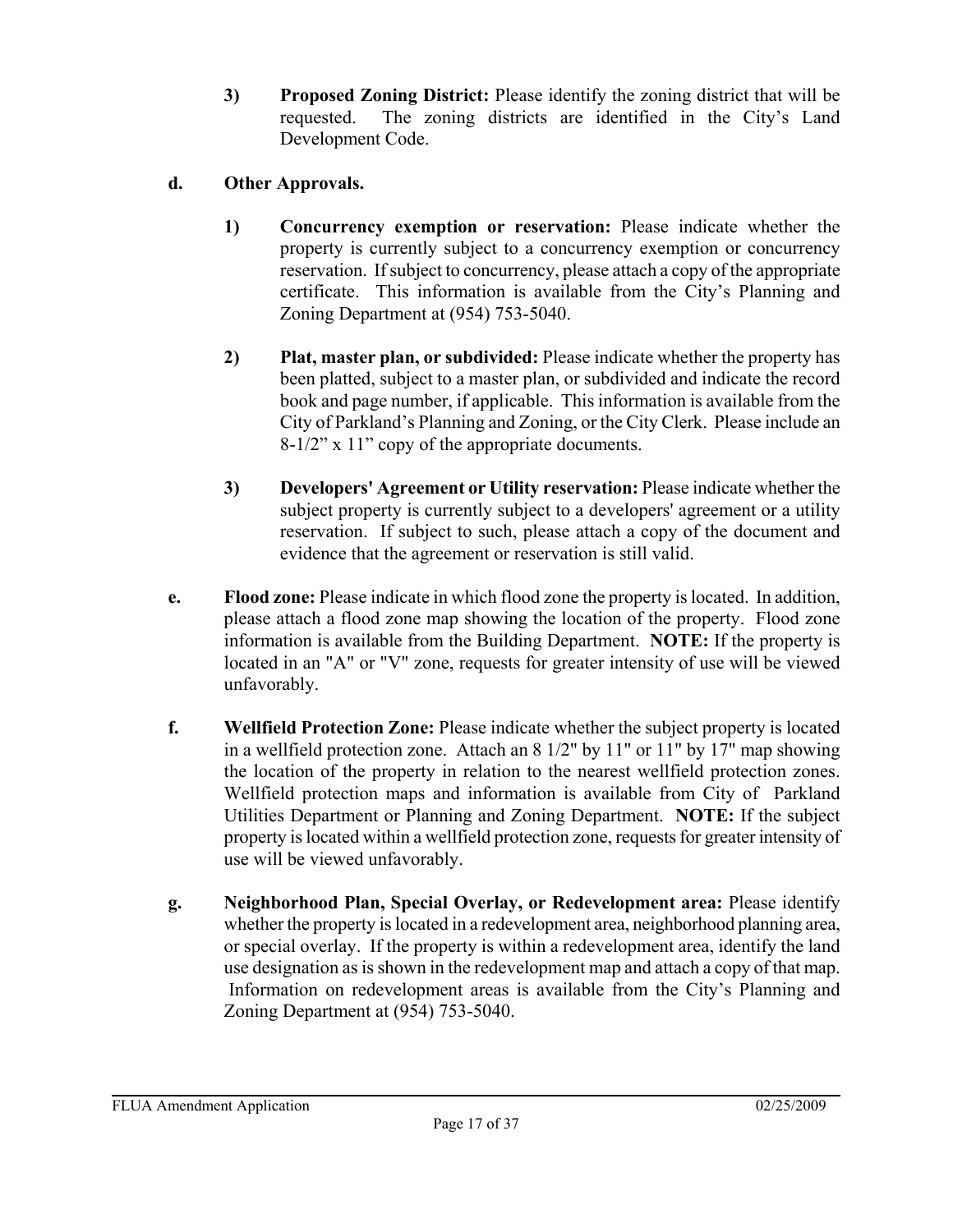3) **Proposed Zoning District:** Please identify the zoning district that will be requested. The zoning districts are identified in the City's Land Development Code.

**d. Other Approvals.**

1) **Concurrency exemption or reservation:** Please indicate whether the property is currently subject to a concurrency exemption or concurrency reservation. If subject to concurrency, please attach a copy of the appropriate certificate. This information is available from the City's Planning and Zoning Department at (954) 753-5040.

2) **Plat, master plan, or subdivided:** Please indicate whether the property has been platted, subject to a master plan, or subdivided and indicate the record book and page number, if applicable. This information is available from the City of Parkland's Planning and Zoning, or the City Clerk. Please include an 8-1/2" x 11" copy of the appropriate documents.

3) **Developers' Agreement or Utility reservation:** Please indicate whether the subject property is currently subject to a developers' agreement or a utility reservation. If subject to such, please attach a copy of the document and evidence that the agreement or reservation is still valid.

**e. Flood zone:** Please indicate in which flood zone the property is located. In addition, please attach a flood zone map showing the location of the property. Flood zone information is available from the Building Department. **NOTE:** If the property is located in an "A" or "V" zone, requests for greater intensity of use will be viewed unfavorably.

**f. Wellfield Protection Zone:** Please indicate whether the subject property is located in a wellfield protection zone. Attach an 8 1/2" by 11" or 11" by 17" map showing the location of the property in relation to the nearest wellfield protection zones. Wellfield protection maps and information is available from City of Parkland Utilities Department or Planning and Zoning Department. **NOTE:** If the subject property is located within a wellfield protection zone, requests for greater intensity of use will be viewed unfavorably.

**g. Neighborhood Plan, Special Overlay, or Redevelopment area:** Please identify whether the property is located in a redevelopment area, neighborhood planning area, or special overlay. If the property is within a redevelopment area, identify the land use designation as is shown in the redevelopment map and attach a copy of that map. Information on redevelopment areas is available from the City's Planning and Zoning Department at (954) 753-5040.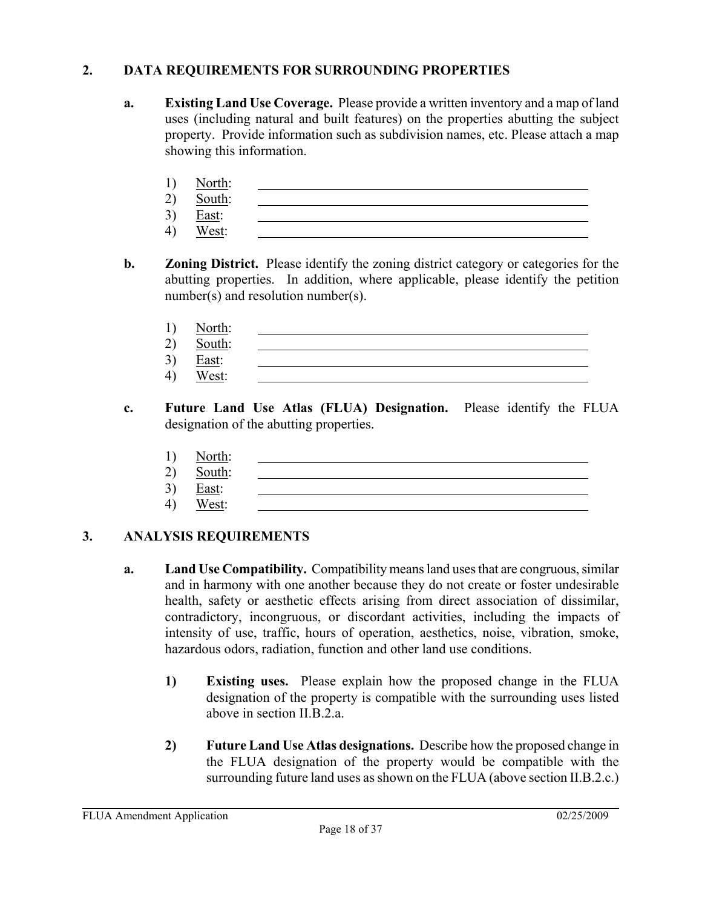## 2. DATA REQUIREMENTS FOR SURROUNDING PROPERTIES

**a. Existing Land Use Coverage.** Please provide a written inventory and a map of land uses (including natural and built features) on the properties abutting the subject property. Provide information such as subdivision names, etc. Please attach a map showing this information.

1) North: ______________________________
2) South: ______________________________
3) East: ______________________________
4) West: ______________________________

**b. Zoning District.** Please identify the zoning district category or categories for the abutting properties. In addition, where applicable, please identify the petition number(s) and resolution number(s).

1) North: ______________________________
2) South: ______________________________
3) East: ______________________________
4) West: ______________________________

**c. Future Land Use Atlas (FLUA) Designation.** Please identify the FLUA designation of the abutting properties.

1) North: ______________________________
2) South: ______________________________
3) East: ______________________________
4) West: ______________________________

## 3. ANALYSIS REQUIREMENTS

**a. Land Use Compatibility.** Compatibility means land uses that are congruous, similar and in harmony with one another because they do not create or foster undesirable health, safety or aesthetic effects arising from direct association of dissimilar, contradictory, incongruous, or discordant activities, including the impacts of intensity of use, traffic, hours of operation, aesthetics, noise, vibration, smoke, hazardous odors, radiation, function and other land use conditions.

**1) Existing uses.** Please explain how the proposed change in the FLUA designation of the property is compatible with the surrounding uses listed above in section II.B.2.a.

**2) Future Land Use Atlas designations.** Describe how the proposed change in the FLUA designation of the property would be compatible with the surrounding future land uses as shown on the FLUA (above section II.B.2.c.)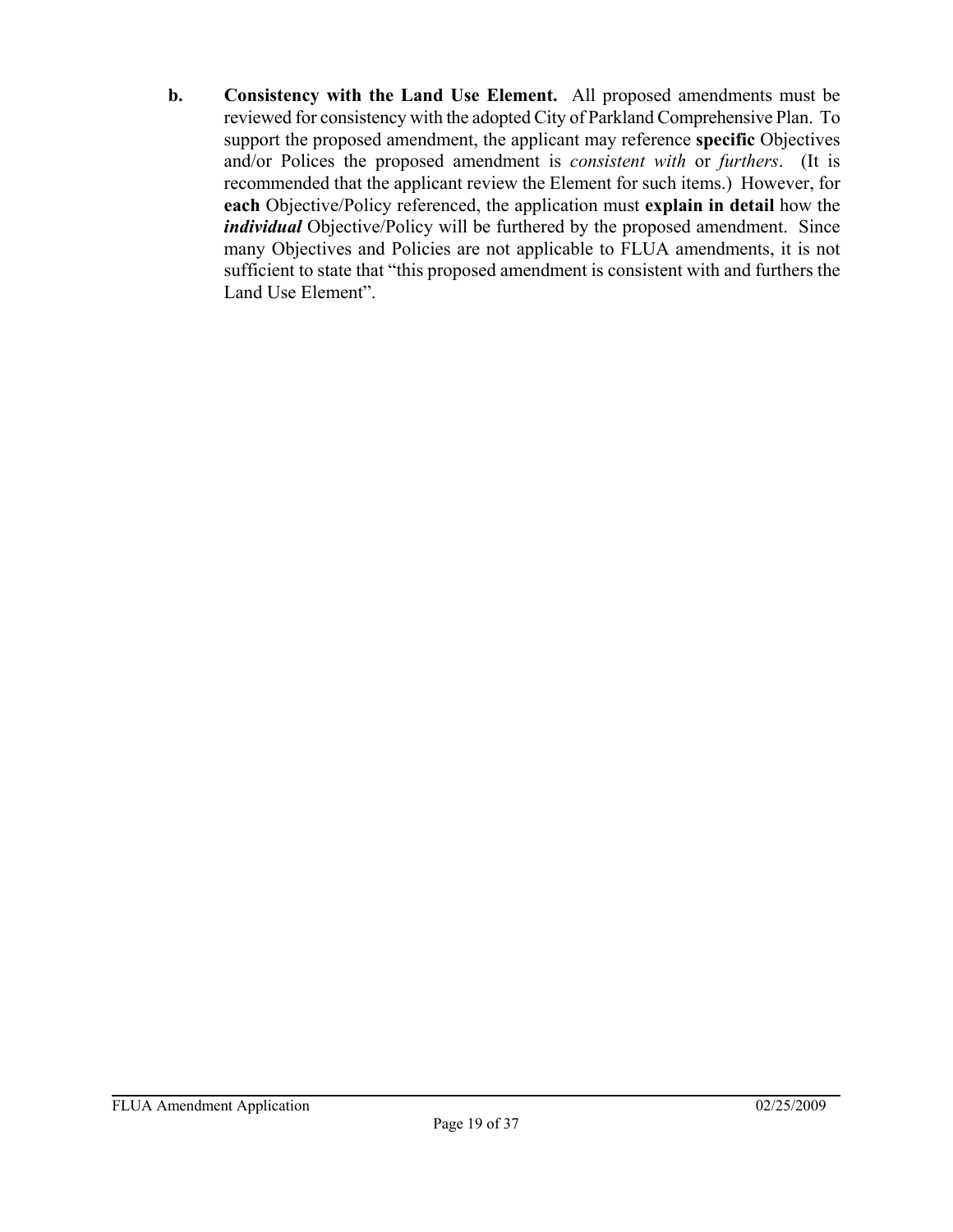**b.** **Consistency with the Land Use Element.** All proposed amendments must be reviewed for consistency with the adopted City of Parkland Comprehensive Plan. To support the proposed amendment, the applicant may reference **specific** Objectives and/or Polices the proposed amendment is *consistent with* or *furthers*. (It is recommended that the applicant review the Element for such items.) However, for **each** Objective/Policy referenced, the application must **explain in detail** how the ***individual*** Objective/Policy will be furthered by the proposed amendment. Since many Objectives and Policies are not applicable to FLUA amendments, it is not sufficient to state that "this proposed amendment is consistent with and furthers the Land Use Element".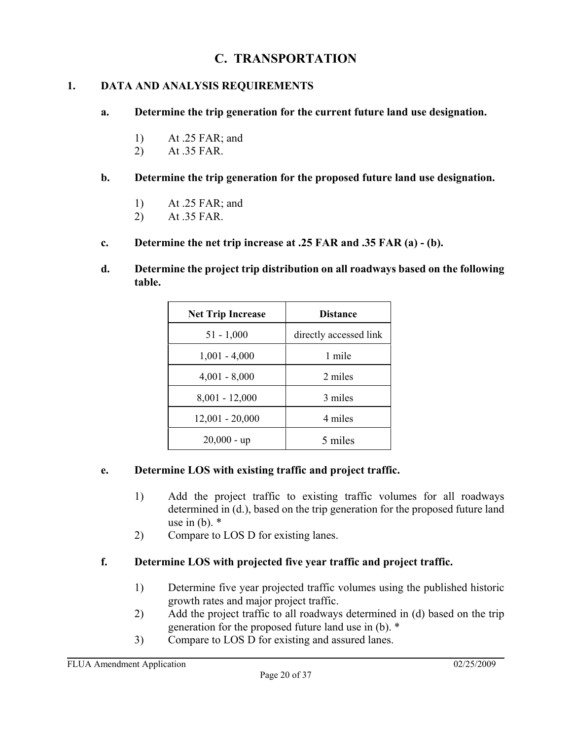# C. TRANSPORTATION

## 1. DATA AND ANALYSIS REQUIREMENTS

**a. Determine the trip generation for the current future land use designation.**

1) At .25 FAR; and
2) At .35 FAR.

**b. Determine the trip generation for the proposed future land use designation.**

1) At .25 FAR; and
2) At .35 FAR.

**c. Determine the net trip increase at .25 FAR and .35 FAR (a) - (b).**

**d. Determine the project trip distribution on all roadways based on the following table.**

| Net Trip Increase | Distance |
|---|---|
| 51 - 1,000 | directly accessed link |
| 1,001 - 4,000 | 1 mile |
| 4,001 - 8,000 | 2 miles |
| 8,001 - 12,000 | 3 miles |
| 12,001 - 20,000 | 4 miles |
| 20,000 - up | 5 miles |

**e. Determine LOS with existing traffic and project traffic.**

1) Add the project traffic to existing traffic volumes for all roadways determined in (d.), based on the trip generation for the proposed future land use in (b). *
2) Compare to LOS D for existing lanes.

**f. Determine LOS with projected five year traffic and project traffic.**

1) Determine five year projected traffic volumes using the published historic growth rates and major project traffic.
2) Add the project traffic to all roadways determined in (d) based on the trip generation for the proposed future land use in (b). *
3) Compare to LOS D for existing and assured lanes.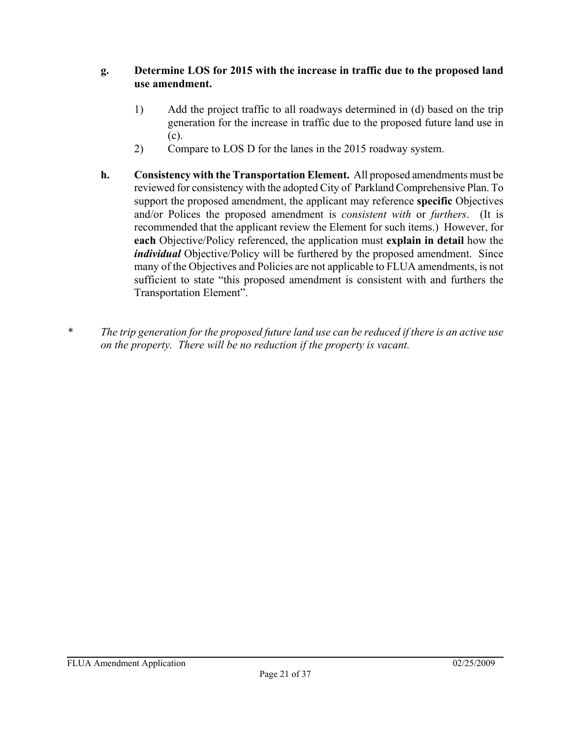**g. Determine LOS for 2015 with the increase in traffic due to the proposed land use amendment.**

1) Add the project traffic to all roadways determined in (d) based on the trip generation for the increase in traffic due to the proposed future land use in (c).
2) Compare to LOS D for the lanes in the 2015 roadway system.

**h. Consistency with the Transportation Element.** All proposed amendments must be reviewed for consistency with the adopted City of Parkland Comprehensive Plan. To support the proposed amendment, the applicant may reference **specific** Objectives and/or Polices the proposed amendment is *consistent with* or *furthers*. (It is recommended that the applicant review the Element for such items.) However, for **each** Objective/Policy referenced, the application must **explain in detail** how the ***individual*** Objective/Policy will be furthered by the proposed amendment. Since many of the Objectives and Policies are not applicable to FLUA amendments, is not sufficient to state "this proposed amendment is consistent with and furthers the Transportation Element".

\* *The trip generation for the proposed future land use can be reduced if there is an active use on the property. There will be no reduction if the property is vacant.*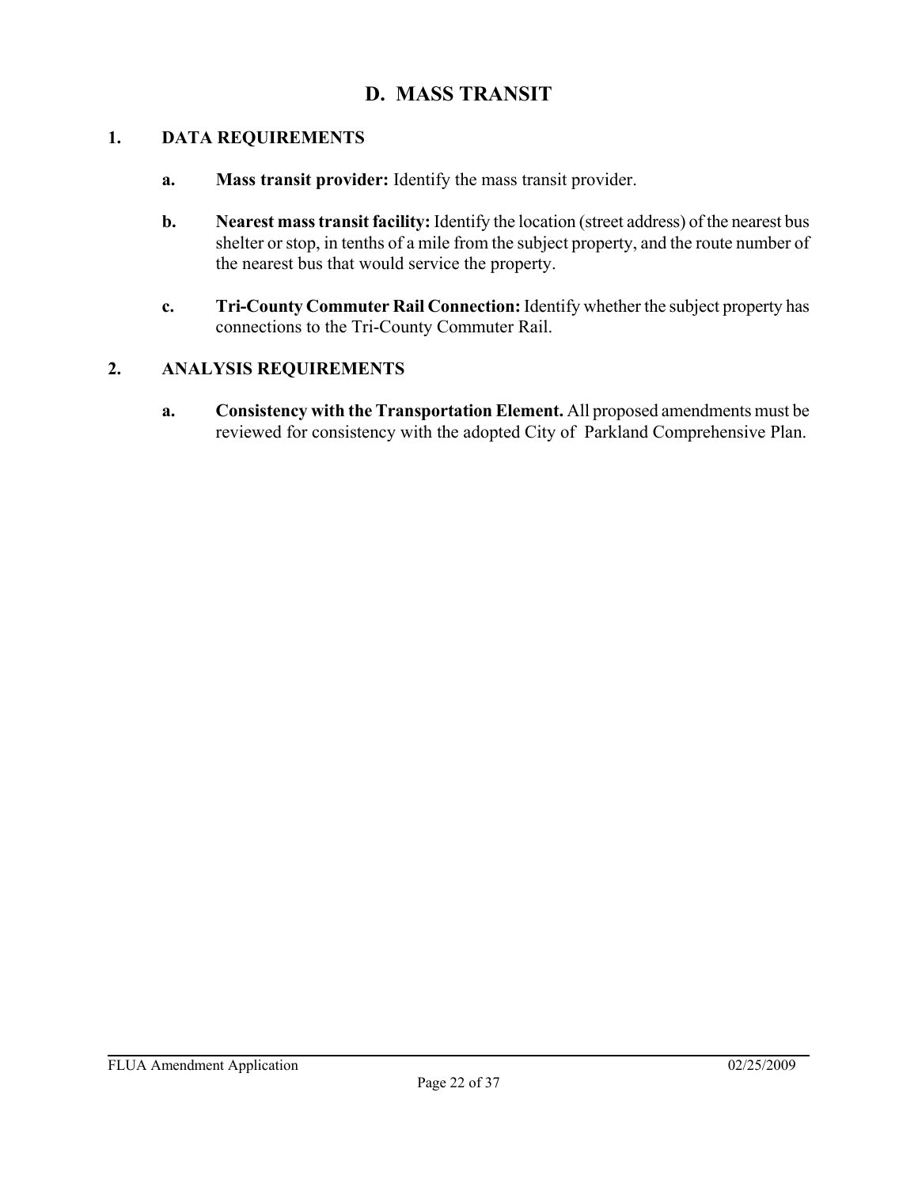# D. MASS TRANSIT

## 1. DATA REQUIREMENTS

**a. Mass transit provider:** Identify the mass transit provider.

**b. Nearest mass transit facility:** Identify the location (street address) of the nearest bus shelter or stop, in tenths of a mile from the subject property, and the route number of the nearest bus that would service the property.

**c. Tri-County Commuter Rail Connection:** Identify whether the subject property has connections to the Tri-County Commuter Rail.

## 2. ANALYSIS REQUIREMENTS

**a. Consistency with the Transportation Element.** All proposed amendments must be reviewed for consistency with the adopted City of Parkland Comprehensive Plan.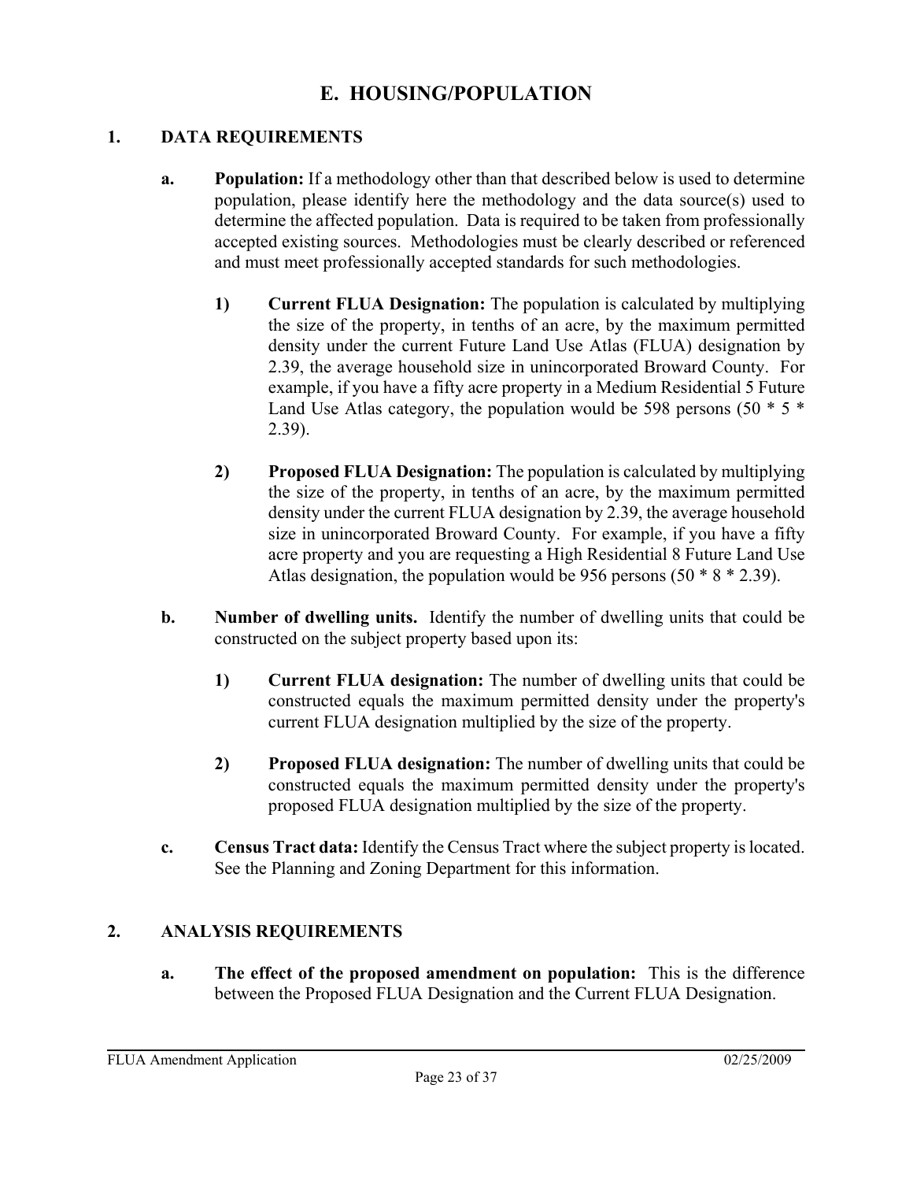# E. HOUSING/POPULATION

## 1. DATA REQUIREMENTS

**a. Population:** If a methodology other than that described below is used to determine population, please identify here the methodology and the data source(s) used to determine the affected population. Data is required to be taken from professionally accepted existing sources. Methodologies must be clearly described or referenced and must meet professionally accepted standards for such methodologies.

**1) Current FLUA Designation:** The population is calculated by multiplying the size of the property, in tenths of an acre, by the maximum permitted density under the current Future Land Use Atlas (FLUA) designation by 2.39, the average household size in unincorporated Broward County. For example, if you have a fifty acre property in a Medium Residential 5 Future Land Use Atlas category, the population would be 598 persons (50 * 5 * 2.39).

**2) Proposed FLUA Designation:** The population is calculated by multiplying the size of the property, in tenths of an acre, by the maximum permitted density under the current FLUA designation by 2.39, the average household size in unincorporated Broward County. For example, if you have a fifty acre property and you are requesting a High Residential 8 Future Land Use Atlas designation, the population would be 956 persons (50 * 8 * 2.39).

**b. Number of dwelling units.** Identify the number of dwelling units that could be constructed on the subject property based upon its:

**1) Current FLUA designation:** The number of dwelling units that could be constructed equals the maximum permitted density under the property's current FLUA designation multiplied by the size of the property.

**2) Proposed FLUA designation:** The number of dwelling units that could be constructed equals the maximum permitted density under the property's proposed FLUA designation multiplied by the size of the property.

**c. Census Tract data:** Identify the Census Tract where the subject property is located. See the Planning and Zoning Department for this information.

## 2. ANALYSIS REQUIREMENTS

**a. The effect of the proposed amendment on population:** This is the difference between the Proposed FLUA Designation and the Current FLUA Designation.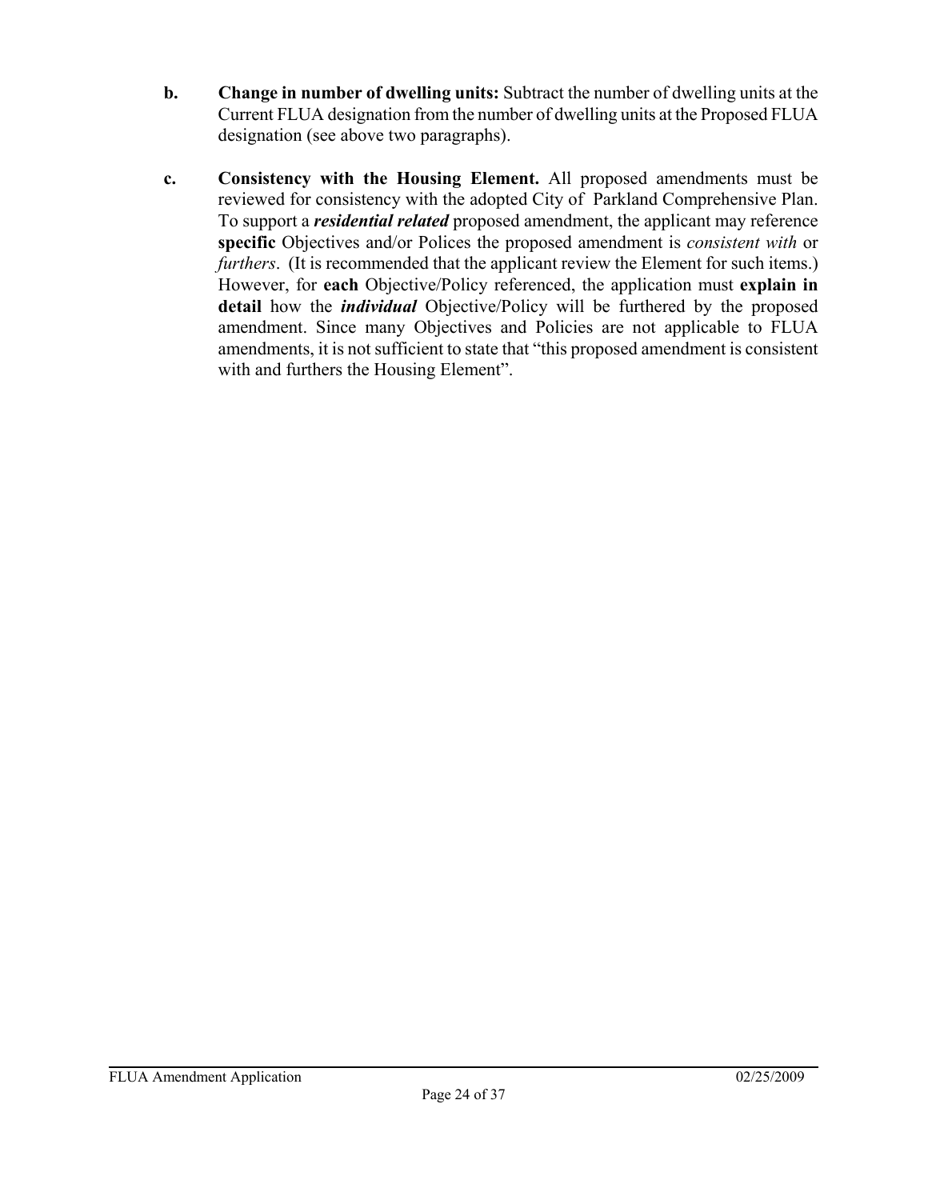**b. Change in number of dwelling units:** Subtract the number of dwelling units at the Current FLUA designation from the number of dwelling units at the Proposed FLUA designation (see above two paragraphs).

**c. Consistency with the Housing Element.** All proposed amendments must be reviewed for consistency with the adopted City of Parkland Comprehensive Plan. To support a ***residential related*** proposed amendment, the applicant may reference **specific** Objectives and/or Polices the proposed amendment is *consistent with* or *furthers*. (It is recommended that the applicant review the Element for such items.) However, for **each** Objective/Policy referenced, the application must **explain in detail** how the ***individual*** Objective/Policy will be furthered by the proposed amendment. Since many Objectives and Policies are not applicable to FLUA amendments, it is not sufficient to state that "this proposed amendment is consistent with and furthers the Housing Element".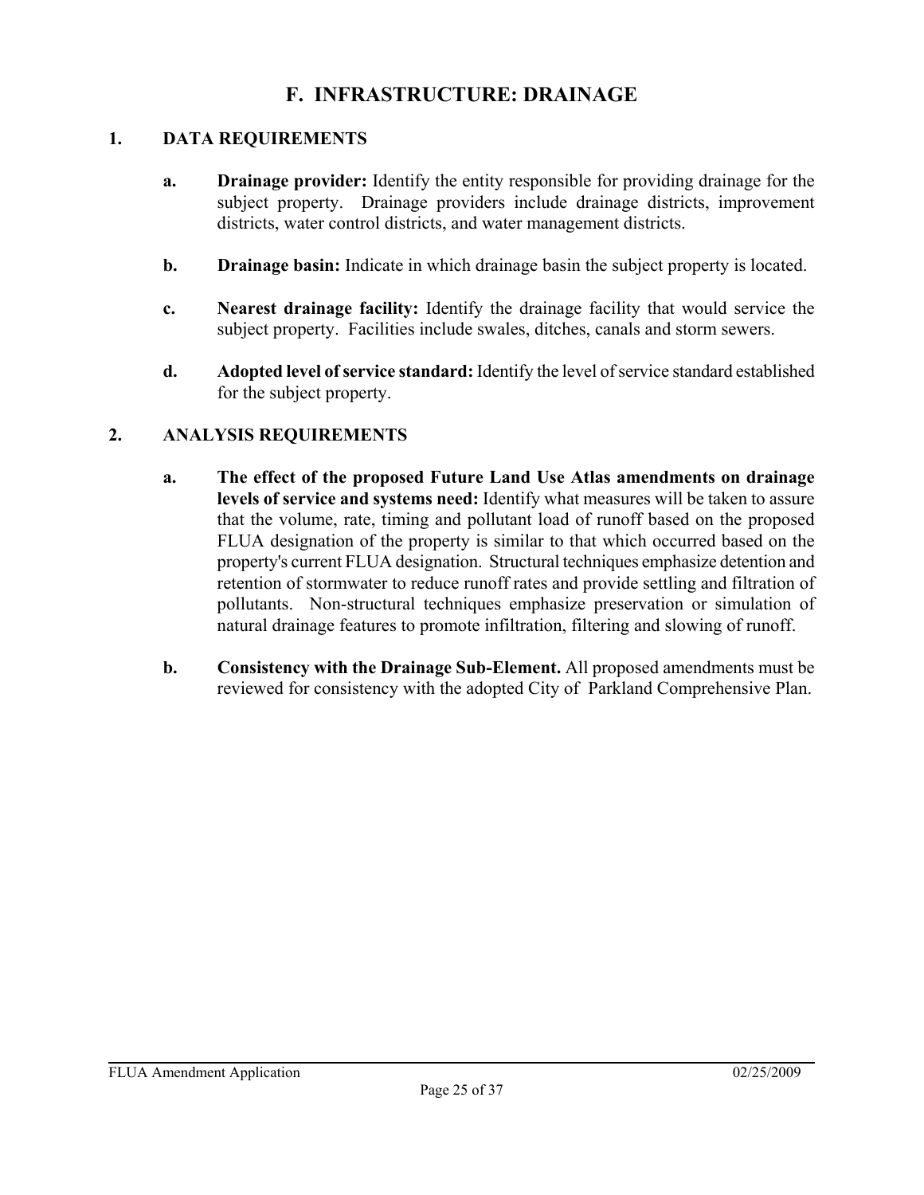# F. INFRASTRUCTURE: DRAINAGE

## 1. DATA REQUIREMENTS

**a. Drainage provider:** Identify the entity responsible for providing drainage for the subject property. Drainage providers include drainage districts, improvement districts, water control districts, and water management districts.

**b. Drainage basin:** Indicate in which drainage basin the subject property is located.

**c. Nearest drainage facility:** Identify the drainage facility that would service the subject property. Facilities include swales, ditches, canals and storm sewers.

**d. Adopted level of service standard:** Identify the level of service standard established for the subject property.

## 2. ANALYSIS REQUIREMENTS

**a. The effect of the proposed Future Land Use Atlas amendments on drainage levels of service and systems need:** Identify what measures will be taken to assure that the volume, rate, timing and pollutant load of runoff based on the proposed FLUA designation of the property is similar to that which occurred based on the property's current FLUA designation. Structural techniques emphasize detention and retention of stormwater to reduce runoff rates and provide settling and filtration of pollutants. Non-structural techniques emphasize preservation or simulation of natural drainage features to promote infiltration, filtering and slowing of runoff.

**b. Consistency with the Drainage Sub-Element.** All proposed amendments must be reviewed for consistency with the adopted City of Parkland Comprehensive Plan.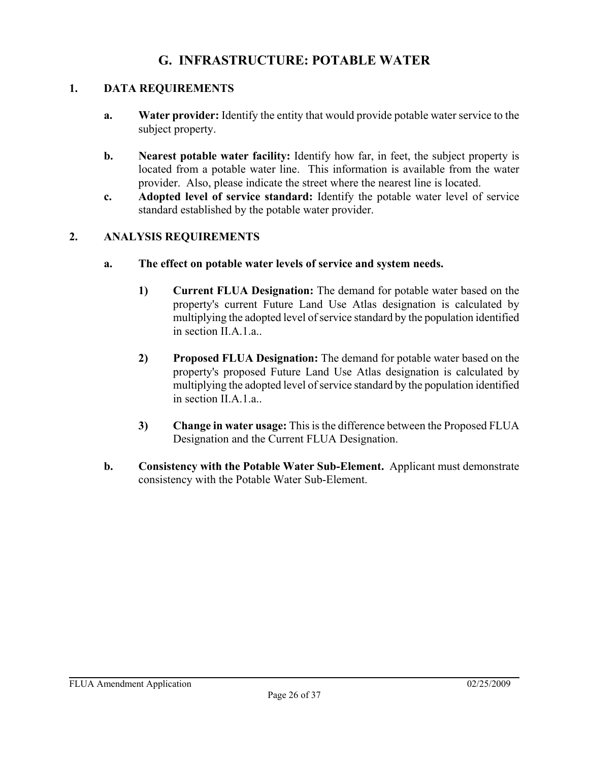## G. INFRASTRUCTURE: POTABLE WATER

### 1. DATA REQUIREMENTS

- **a. Water provider:** Identify the entity that would provide potable water service to the subject property.

- **b. Nearest potable water facility:** Identify how far, in feet, the subject property is located from a potable water line. This information is available from the water provider. Also, please indicate the street where the nearest line is located.
- **c. Adopted level of service standard:** Identify the potable water level of service standard established by the potable water provider.

### 2. ANALYSIS REQUIREMENTS

- **a. The effect on potable water levels of service and system needs.**

  - **1) Current FLUA Designation:** The demand for potable water based on the property's current Future Land Use Atlas designation is calculated by multiplying the adopted level of service standard by the population identified in section II.A.1.a..

  - **2) Proposed FLUA Designation:** The demand for potable water based on the property's proposed Future Land Use Atlas designation is calculated by multiplying the adopted level of service standard by the population identified in section II.A.1.a..

  - **3) Change in water usage:** This is the difference between the Proposed FLUA Designation and the Current FLUA Designation.

- **b. Consistency with the Potable Water Sub-Element.** Applicant must demonstrate consistency with the Potable Water Sub-Element.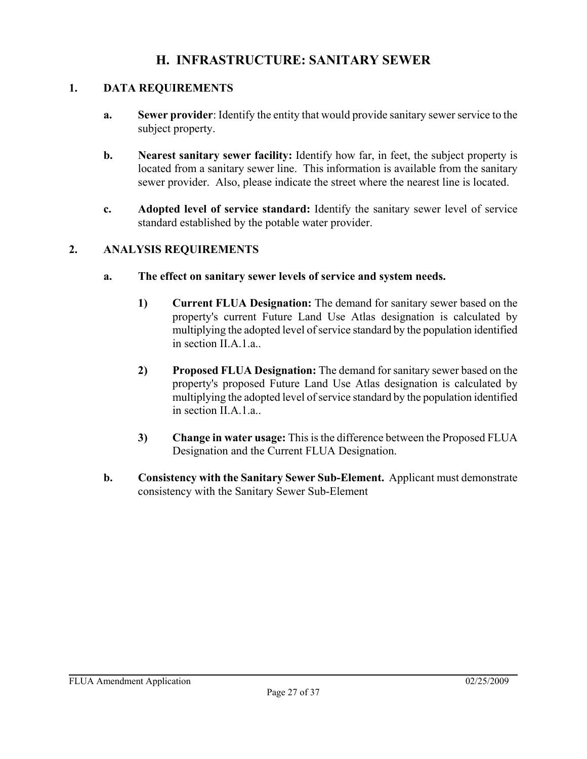# H. INFRASTRUCTURE: SANITARY SEWER

## 1. DATA REQUIREMENTS

**a. Sewer provider**: Identify the entity that would provide sanitary sewer service to the subject property.

**b. Nearest sanitary sewer facility:** Identify how far, in feet, the subject property is located from a sanitary sewer line. This information is available from the sanitary sewer provider. Also, please indicate the street where the nearest line is located.

**c. Adopted level of service standard:** Identify the sanitary sewer level of service standard established by the potable water provider.

## 2. ANALYSIS REQUIREMENTS

**a. The effect on sanitary sewer levels of service and system needs.**

**1) Current FLUA Designation:** The demand for sanitary sewer based on the property's current Future Land Use Atlas designation is calculated by multiplying the adopted level of service standard by the population identified in section II.A.1.a..

**2) Proposed FLUA Designation:** The demand for sanitary sewer based on the property's proposed Future Land Use Atlas designation is calculated by multiplying the adopted level of service standard by the population identified in section II.A.1.a..

**3) Change in water usage:** This is the difference between the Proposed FLUA Designation and the Current FLUA Designation.

**b. Consistency with the Sanitary Sewer Sub-Element.** Applicant must demonstrate consistency with the Sanitary Sewer Sub-Element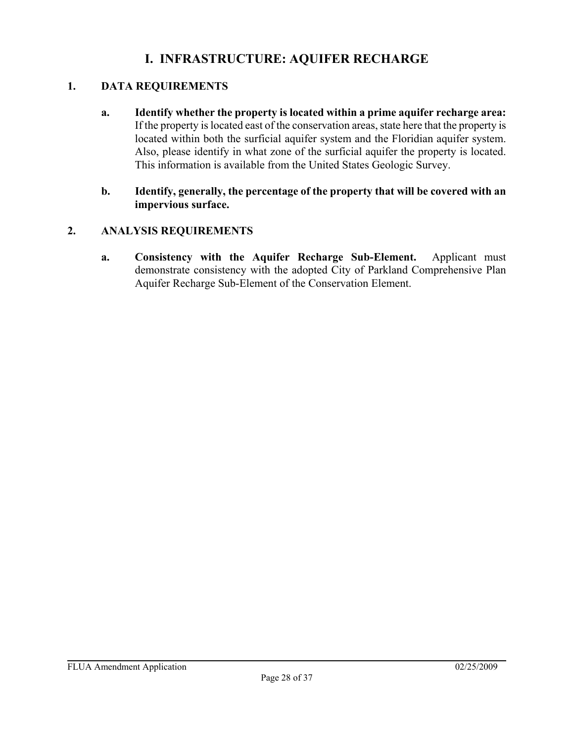# I. INFRASTRUCTURE: AQUIFER RECHARGE

## 1. DATA REQUIREMENTS

**a. Identify whether the property is located within a prime aquifer recharge area:** If the property is located east of the conservation areas, state here that the property is located within both the surficial aquifer system and the Floridian aquifer system. Also, please identify in what zone of the surficial aquifer the property is located. This information is available from the United States Geologic Survey.

**b. Identify, generally, the percentage of the property that will be covered with an impervious surface.**

## 2. ANALYSIS REQUIREMENTS

**a. Consistency with the Aquifer Recharge Sub-Element.** Applicant must demonstrate consistency with the adopted City of Parkland Comprehensive Plan Aquifer Recharge Sub-Element of the Conservation Element.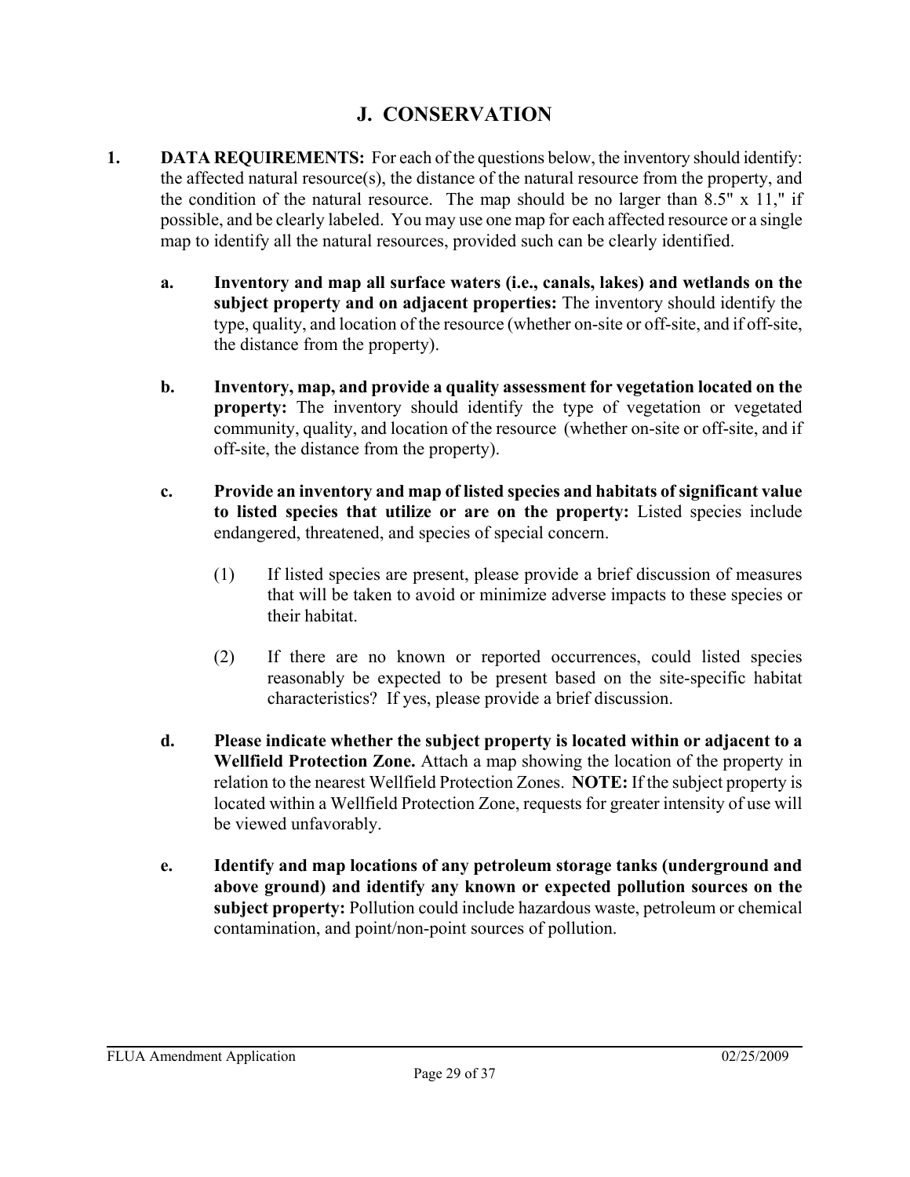# J. CONSERVATION

1. **DATA REQUIREMENTS:** For each of the questions below, the inventory should identify: the affected natural resource(s), the distance of the natural resource from the property, and the condition of the natural resource. The map should be no larger than 8.5" x 11," if possible, and be clearly labeled. You may use one map for each affected resource or a single map to identify all the natural resources, provided such can be clearly identified.

   a. **Inventory and map all surface waters (i.e., canals, lakes) and wetlands on the subject property and on adjacent properties:** The inventory should identify the type, quality, and location of the resource (whether on-site or off-site, and if off-site, the distance from the property).

   b. **Inventory, map, and provide a quality assessment for vegetation located on the property:** The inventory should identify the type of vegetation or vegetated community, quality, and location of the resource (whether on-site or off-site, and if off-site, the distance from the property).

   c. **Provide an inventory and map of listed species and habitats of significant value to listed species that utilize or are on the property:** Listed species include endangered, threatened, and species of special concern.

      (1) If listed species are present, please provide a brief discussion of measures that will be taken to avoid or minimize adverse impacts to these species or their habitat.

      (2) If there are no known or reported occurrences, could listed species reasonably be expected to be present based on the site-specific habitat characteristics? If yes, please provide a brief discussion.

   d. **Please indicate whether the subject property is located within or adjacent to a Wellfield Protection Zone.** Attach a map showing the location of the property in relation to the nearest Wellfield Protection Zones. **NOTE:** If the subject property is located within a Wellfield Protection Zone, requests for greater intensity of use will be viewed unfavorably.

   e. **Identify and map locations of any petroleum storage tanks (underground and above ground) and identify any known or expected pollution sources on the subject property:** Pollution could include hazardous waste, petroleum or chemical contamination, and point/non-point sources of pollution.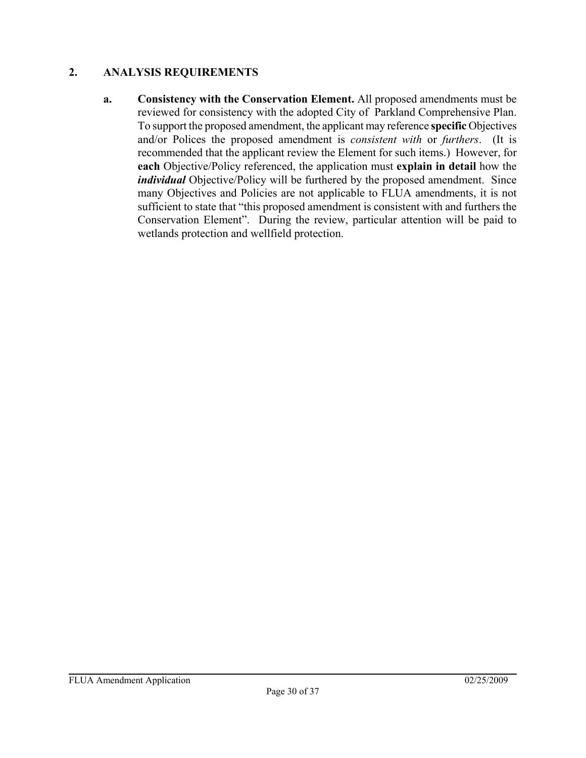## 2. ANALYSIS REQUIREMENTS

**a. Consistency with the Conservation Element.** All proposed amendments must be reviewed for consistency with the adopted City of Parkland Comprehensive Plan. To support the proposed amendment, the applicant may reference **specific** Objectives and/or Polices the proposed amendment is *consistent with* or *furthers*. (It is recommended that the applicant review the Element for such items.) However, for **each** Objective/Policy referenced, the application must **explain in detail** how the ***individual*** Objective/Policy will be furthered by the proposed amendment. Since many Objectives and Policies are not applicable to FLUA amendments, it is not sufficient to state that "this proposed amendment is consistent with and furthers the Conservation Element". During the review, particular attention will be paid to wetlands protection and wellfield protection.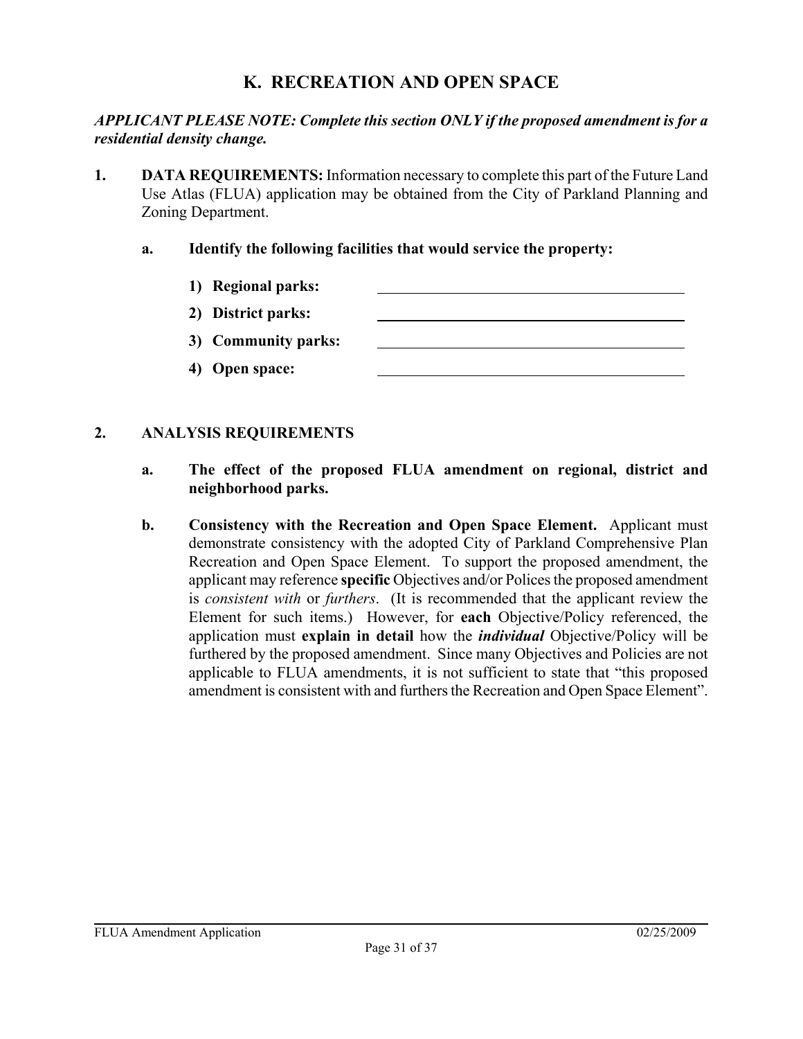## K. RECREATION AND OPEN SPACE

***APPLICANT PLEASE NOTE: Complete this section ONLY if the proposed amendment is for a residential density change.***

**1. DATA REQUIREMENTS:** Information necessary to complete this part of the Future Land Use Atlas (FLUA) application may be obtained from the City of Parkland Planning and Zoning Department.

**a. Identify the following facilities that would service the property:**

**1) Regional parks:** ____________________

**2) District parks:** ____________________

**3) Community parks:** ____________________

**4) Open space:** ____________________

**2. ANALYSIS REQUIREMENTS**

**a. The effect of the proposed FLUA amendment on regional, district and neighborhood parks.**

**b. Consistency with the Recreation and Open Space Element.** Applicant must demonstrate consistency with the adopted City of Parkland Comprehensive Plan Recreation and Open Space Element. To support the proposed amendment, the applicant may reference **specific** Objectives and/or Polices the proposed amendment is *consistent with* or *furthers*. (It is recommended that the applicant review the Element for such items.) However, for **each** Objective/Policy referenced, the application must **explain in detail** how the ***individual*** Objective/Policy will be furthered by the proposed amendment. Since many Objectives and Policies are not applicable to FLUA amendments, it is not sufficient to state that "this proposed amendment is consistent with and furthers the Recreation and Open Space Element".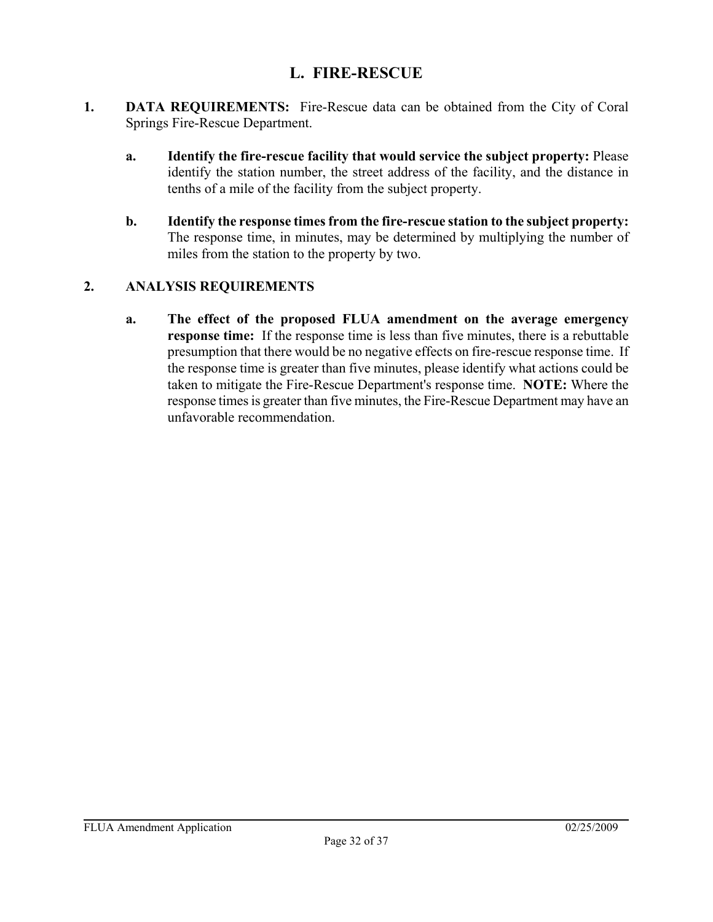# L. FIRE-RESCUE

1. **DATA REQUIREMENTS:** Fire-Rescue data can be obtained from the City of Coral Springs Fire-Rescue Department.

    a. **Identify the fire-rescue facility that would service the subject property:** Please identify the station number, the street address of the facility, and the distance in tenths of a mile of the facility from the subject property.

    b. **Identify the response times from the fire-rescue station to the subject property:** The response time, in minutes, may be determined by multiplying the number of miles from the station to the property by two.

2. **ANALYSIS REQUIREMENTS**

    a. **The effect of the proposed FLUA amendment on the average emergency response time:** If the response time is less than five minutes, there is a rebuttable presumption that there would be no negative effects on fire-rescue response time. If the response time is greater than five minutes, please identify what actions could be taken to mitigate the Fire-Rescue Department's response time. **NOTE:** Where the response times is greater than five minutes, the Fire-Rescue Department may have an unfavorable recommendation.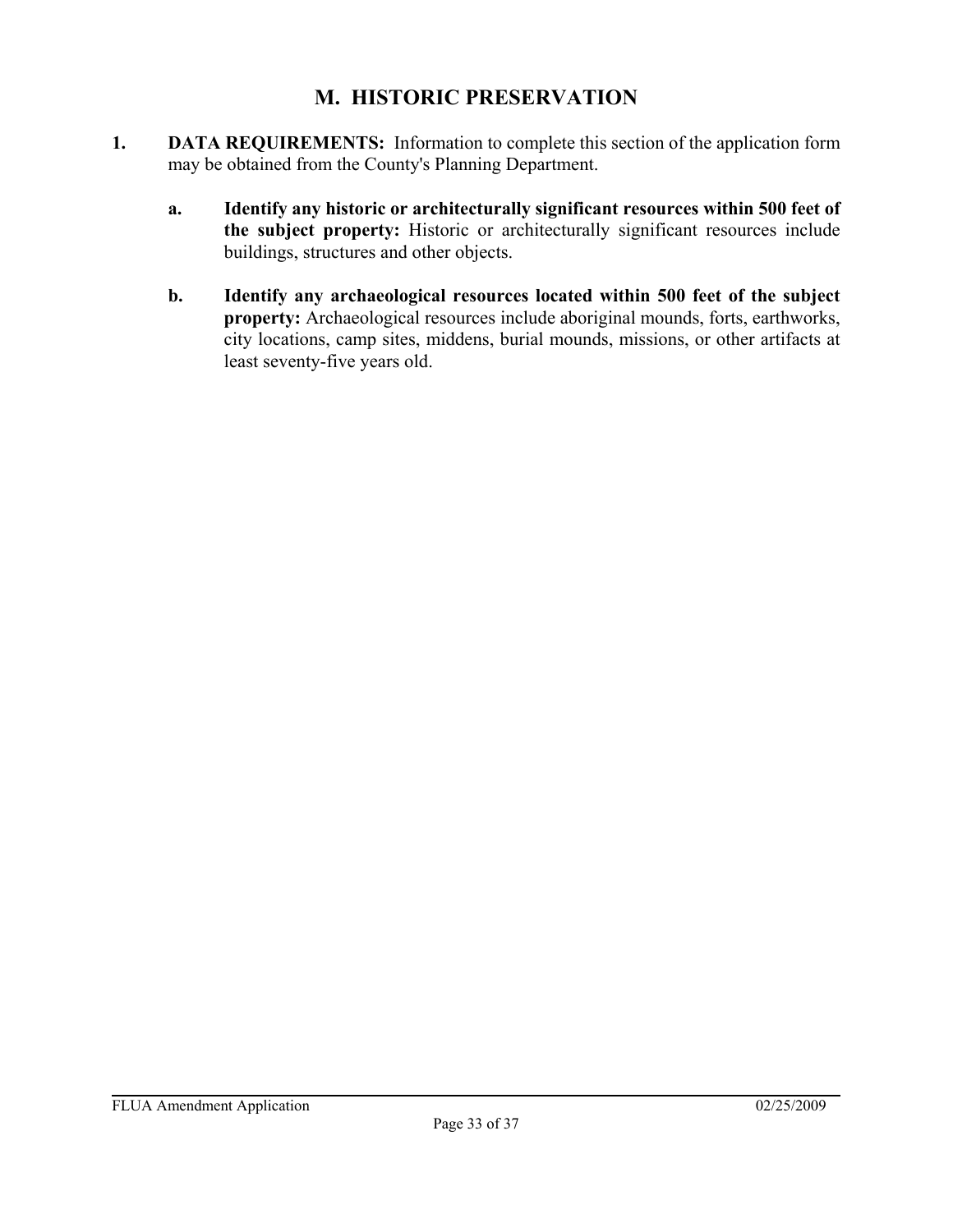# M. HISTORIC PRESERVATION

1. **DATA REQUIREMENTS:** Information to complete this section of the application form may be obtained from the County's Planning Department.

   a. **Identify any historic or architecturally significant resources within 500 feet of the subject property:** Historic or architecturally significant resources include buildings, structures and other objects.

   b. **Identify any archaeological resources located within 500 feet of the subject property:** Archaeological resources include aboriginal mounds, forts, earthworks, city locations, camp sites, middens, burial mounds, missions, or other artifacts at least seventy-five years old.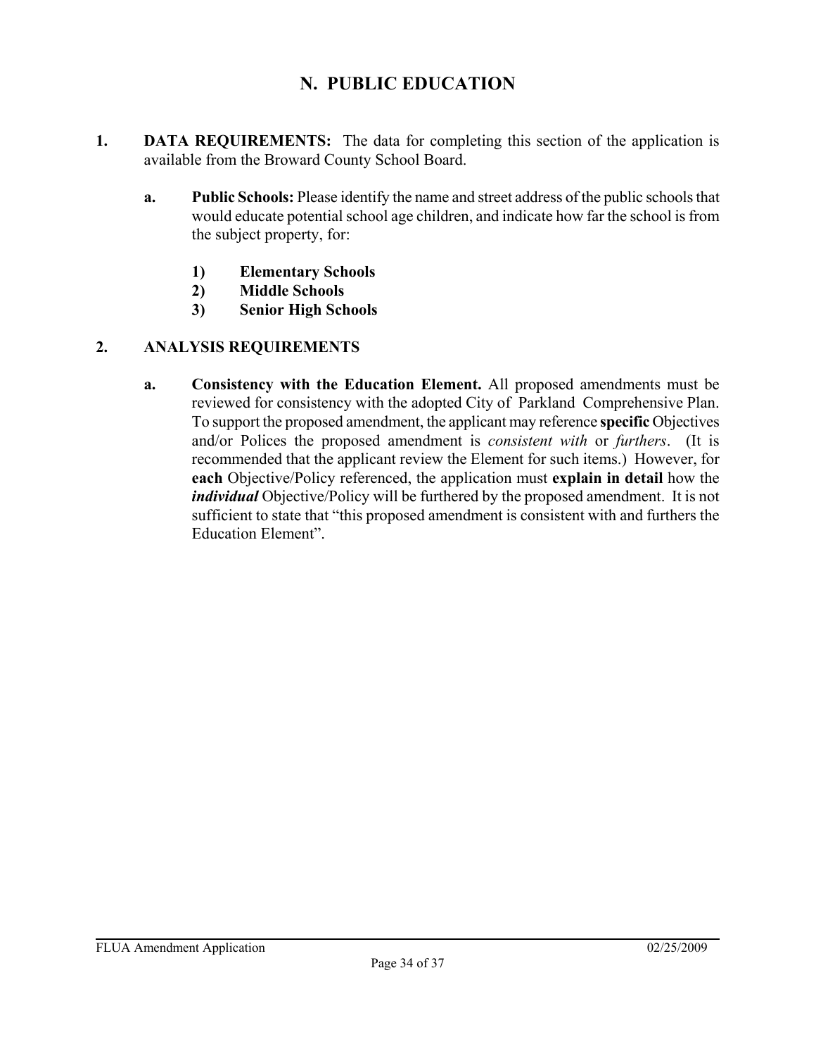# N. PUBLIC EDUCATION

1. **DATA REQUIREMENTS:** The data for completing this section of the application is available from the Broward County School Board.

   a. **Public Schools:** Please identify the name and street address of the public schools that would educate potential school age children, and indicate how far the school is from the subject property, for:

      1) **Elementary Schools**
      2) **Middle Schools**
      3) **Senior High Schools**

2. **ANALYSIS REQUIREMENTS**

   a. **Consistency with the Education Element.** All proposed amendments must be reviewed for consistency with the adopted City of Parkland Comprehensive Plan. To support the proposed amendment, the applicant may reference **specific** Objectives and/or Polices the proposed amendment is *consistent with* or *furthers*. (It is recommended that the applicant review the Element for such items.) However, for **each** Objective/Policy referenced, the application must **explain in detail** how the ***individual*** Objective/Policy will be furthered by the proposed amendment. It is not sufficient to state that "this proposed amendment is consistent with and furthers the Education Element".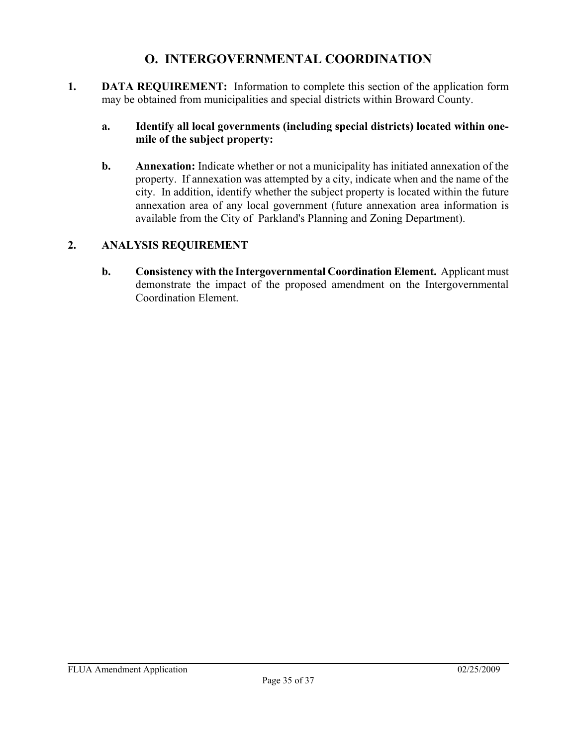## O. INTERGOVERNMENTAL COORDINATION

**1. DATA REQUIREMENT:** Information to complete this section of the application form may be obtained from municipalities and special districts within Broward County.

**a. Identify all local governments (including special districts) located within one-mile of the subject property:**

**b. Annexation:** Indicate whether or not a municipality has initiated annexation of the property. If annexation was attempted by a city, indicate when and the name of the city. In addition, identify whether the subject property is located within the future annexation area of any local government (future annexation area information is available from the City of Parkland's Planning and Zoning Department).

**2. ANALYSIS REQUIREMENT**

**b. Consistency with the Intergovernmental Coordination Element.** Applicant must demonstrate the impact of the proposed amendment on the Intergovernmental Coordination Element.